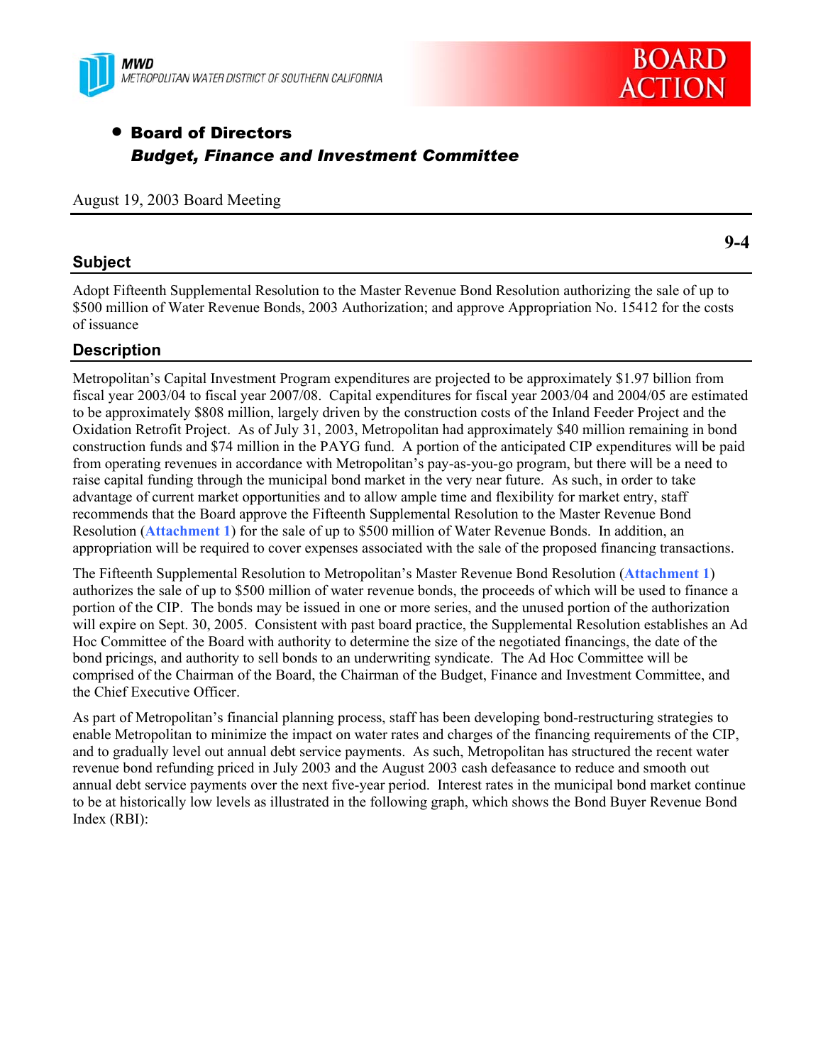MWD
METROPOLITAN WATER DISTRICT OF SOUTHERN CALIFORNIA

BOARD ACTION

- **Board of Directors**
  ***Budget, Finance and Investment Committee***

August 19, 2003 Board Meeting

**9-4**

## Subject

Adopt Fifteenth Supplemental Resolution to the Master Revenue Bond Resolution authorizing the sale of up to $500 million of Water Revenue Bonds, 2003 Authorization; and approve Appropriation No. 15412 for the costs of issuance

## Description

Metropolitan's Capital Investment Program expenditures are projected to be approximately $1.97 billion from fiscal year 2003/04 to fiscal year 2007/08. Capital expenditures for fiscal year 2003/04 and 2004/05 are estimated to be approximately $808 million, largely driven by the construction costs of the Inland Feeder Project and the Oxidation Retrofit Project. As of July 31, 2003, Metropolitan had approximately $40 million remaining in bond construction funds and $74 million in the PAYG fund. A portion of the anticipated CIP expenditures will be paid from operating revenues in accordance with Metropolitan's pay-as-you-go program, but there will be a need to raise capital funding through the municipal bond market in the very near future. As such, in order to take advantage of current market opportunities and to allow ample time and flexibility for market entry, staff recommends that the Board approve the Fifteenth Supplemental Resolution to the Master Revenue Bond Resolution (**Attachment 1**) for the sale of up to $500 million of Water Revenue Bonds. In addition, an appropriation will be required to cover expenses associated with the sale of the proposed financing transactions.

The Fifteenth Supplemental Resolution to Metropolitan's Master Revenue Bond Resolution (**Attachment 1**) authorizes the sale of up to $500 million of water revenue bonds, the proceeds of which will be used to finance a portion of the CIP. The bonds may be issued in one or more series, and the unused portion of the authorization will expire on Sept. 30, 2005. Consistent with past board practice, the Supplemental Resolution establishes an Ad Hoc Committee of the Board with authority to determine the size of the negotiated financings, the date of the bond pricings, and authority to sell bonds to an underwriting syndicate. The Ad Hoc Committee will be comprised of the Chairman of the Board, the Chairman of the Budget, Finance and Investment Committee, and the Chief Executive Officer.

As part of Metropolitan's financial planning process, staff has been developing bond-restructuring strategies to enable Metropolitan to minimize the impact on water rates and charges of the financing requirements of the CIP, and to gradually level out annual debt service payments. As such, Metropolitan has structured the recent water revenue bond refunding priced in July 2003 and the August 2003 cash defeasance to reduce and smooth out annual debt service payments over the next five-year period. Interest rates in the municipal bond market continue to be at historically low levels as illustrated in the following graph, which shows the Bond Buyer Revenue Bond Index (RBI):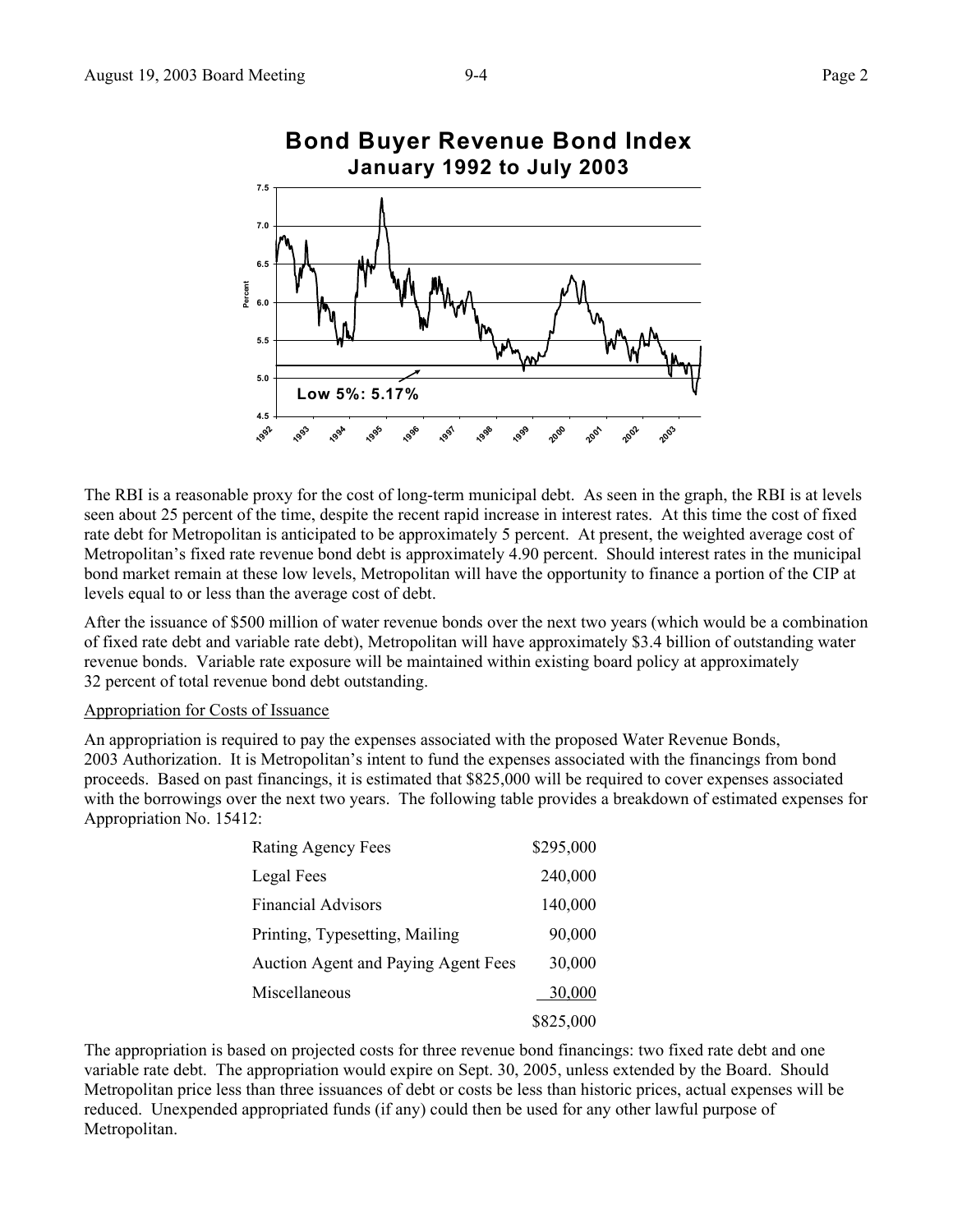**Bond Buyer Revenue Bond Index**
**January 1992 to July 2003**

Low 5%: 5.17%

The RBI is a reasonable proxy for the cost of long-term municipal debt. As seen in the graph, the RBI is at levels seen about 25 percent of the time, despite the recent rapid increase in interest rates. At this time the cost of fixed rate debt for Metropolitan is anticipated to be approximately 5 percent. At present, the weighted average cost of Metropolitan's fixed rate revenue bond debt is approximately 4.90 percent. Should interest rates in the municipal bond market remain at these low levels, Metropolitan will have the opportunity to finance a portion of the CIP at levels equal to or less than the average cost of debt.

After the issuance of $500 million of water revenue bonds over the next two years (which would be a combination of fixed rate debt and variable rate debt), Metropolitan will have approximately $3.4 billion of outstanding water revenue bonds. Variable rate exposure will be maintained within existing board policy at approximately 32 percent of total revenue bond debt outstanding.

Appropriation for Costs of Issuance

An appropriation is required to pay the expenses associated with the proposed Water Revenue Bonds, 2003 Authorization. It is Metropolitan's intent to fund the expenses associated with the financings from bond proceeds. Based on past financings, it is estimated that $825,000 will be required to cover expenses associated with the borrowings over the next two years. The following table provides a breakdown of estimated expenses for Appropriation No. 15412:

| | |
|---|---:|
| Rating Agency Fees | $295,000 |
| Legal Fees | 240,000 |
| Financial Advisors | 140,000 |
| Printing, Typesetting, Mailing | 90,000 |
| Auction Agent and Paying Agent Fees | 30,000 |
| Miscellaneous | 30,000 |
| | $825,000 |

The appropriation is based on projected costs for three revenue bond financings: two fixed rate debt and one variable rate debt. The appropriation would expire on Sept. 30, 2005, unless extended by the Board. Should Metropolitan price less than three issuances of debt or costs be less than historic prices, actual expenses will be reduced. Unexpended appropriated funds (if any) could then be used for any other lawful purpose of Metropolitan.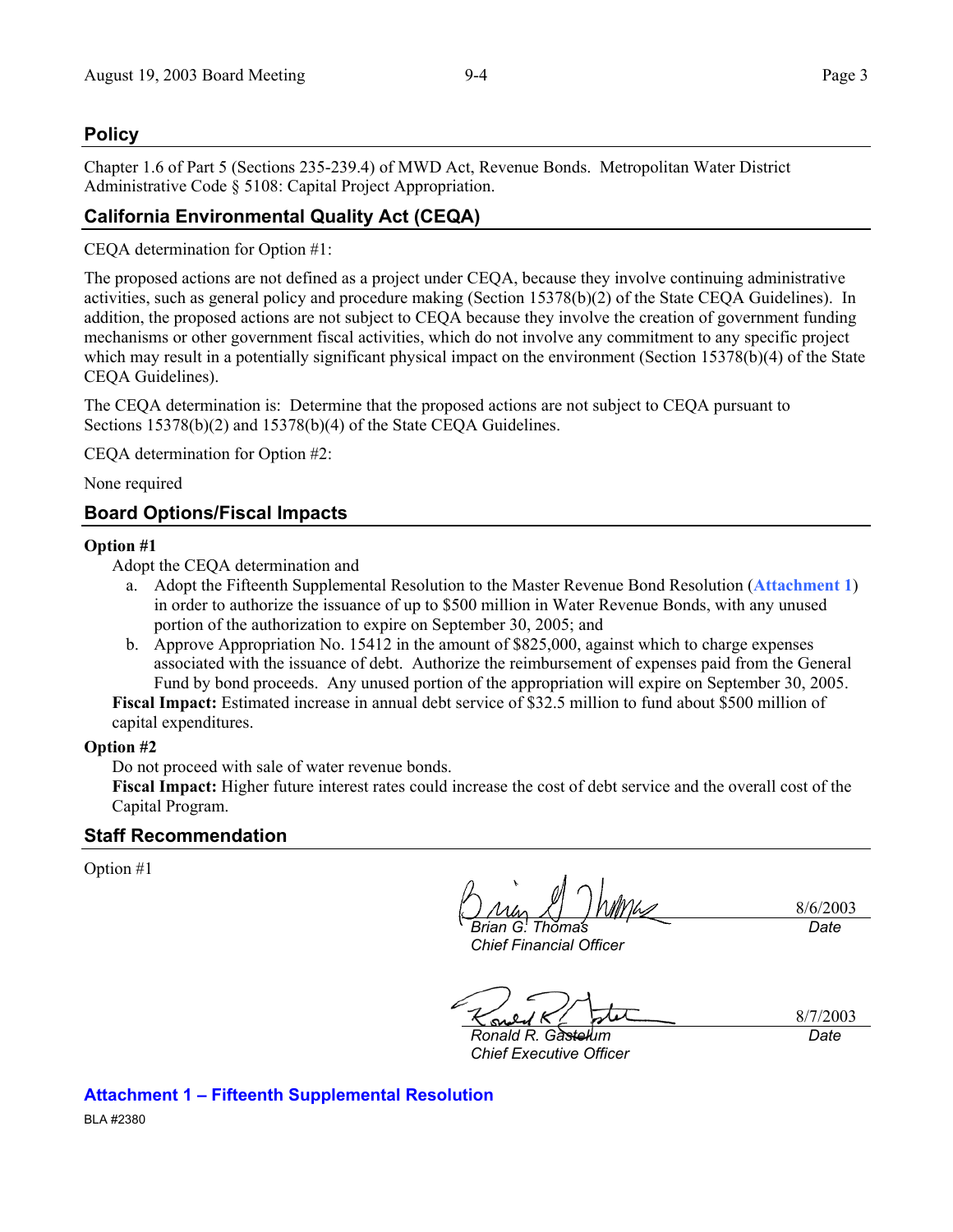## Policy

Chapter 1.6 of Part 5 (Sections 235-239.4) of MWD Act, Revenue Bonds. Metropolitan Water District Administrative Code § 5108: Capital Project Appropriation.

## California Environmental Quality Act (CEQA)

CEQA determination for Option #1:

The proposed actions are not defined as a project under CEQA, because they involve continuing administrative activities, such as general policy and procedure making (Section 15378(b)(2) of the State CEQA Guidelines). In addition, the proposed actions are not subject to CEQA because they involve the creation of government funding mechanisms or other government fiscal activities, which do not involve any commitment to any specific project which may result in a potentially significant physical impact on the environment (Section 15378(b)(4) of the State CEQA Guidelines).

The CEQA determination is: Determine that the proposed actions are not subject to CEQA pursuant to Sections 15378(b)(2) and 15378(b)(4) of the State CEQA Guidelines.

CEQA determination for Option #2:

None required

## Board Options/Fiscal Impacts

**Option #1**

Adopt the CEQA determination and

a. Adopt the Fifteenth Supplemental Resolution to the Master Revenue Bond Resolution (**Attachment 1**) in order to authorize the issuance of up to $500 million in Water Revenue Bonds, with any unused portion of the authorization to expire on September 30, 2005; and
b. Approve Appropriation No. 15412 in the amount of $825,000, against which to charge expenses associated with the issuance of debt. Authorize the reimbursement of expenses paid from the General Fund by bond proceeds. Any unused portion of the appropriation will expire on September 30, 2005.

**Fiscal Impact:** Estimated increase in annual debt service of $32.5 million to fund about $500 million of capital expenditures.

**Option #2**

Do not proceed with sale of water revenue bonds.

**Fiscal Impact:** Higher future interest rates could increase the cost of debt service and the overall cost of the Capital Program.

## Staff Recommendation

Option #1

*Brian G. Thomas*
*Chief Financial Officer*

8/6/2003
*Date*

*Ronald R. Gastelum*
*Chief Executive Officer*

8/7/2003
*Date*

**Attachment 1 – Fifteenth Supplemental Resolution**

BLA #2380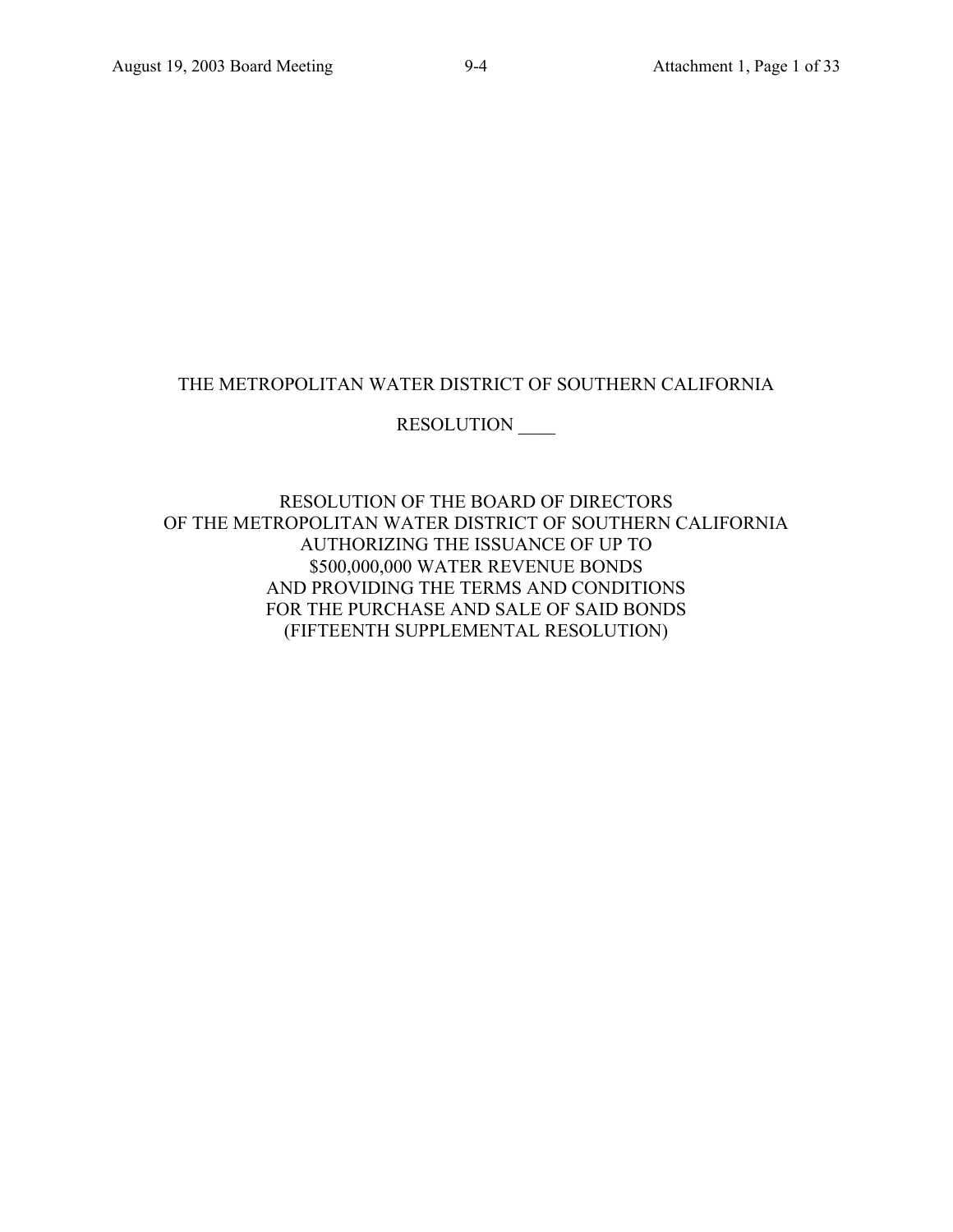THE METROPOLITAN WATER DISTRICT OF SOUTHERN CALIFORNIA

RESOLUTION ____

RESOLUTION OF THE BOARD OF DIRECTORS
OF THE METROPOLITAN WATER DISTRICT OF SOUTHERN CALIFORNIA
AUTHORIZING THE ISSUANCE OF UP TO
$500,000,000 WATER REVENUE BONDS
AND PROVIDING THE TERMS AND CONDITIONS
FOR THE PURCHASE AND SALE OF SAID BONDS
(FIFTEENTH SUPPLEMENTAL RESOLUTION)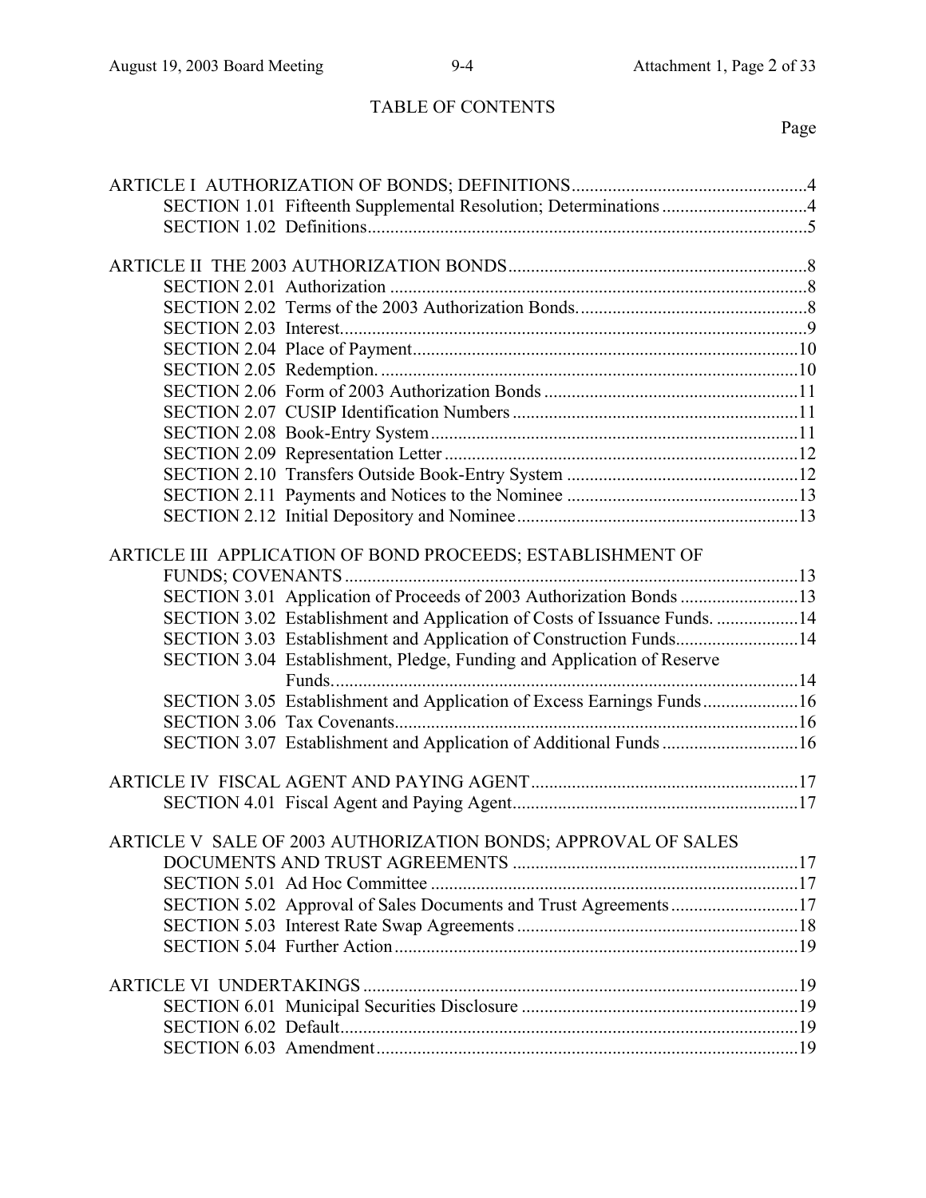# TABLE OF CONTENTS

Page

ARTICLE I AUTHORIZATION OF BONDS; DEFINITIONS....................................................4
- SECTION 1.01 Fifteenth Supplemental Resolution; Determinations ................................4
- SECTION 1.02 Definitions..................................................................................................5

ARTICLE II THE 2003 AUTHORIZATION BONDS..................................................................8
- SECTION 2.01 Authorization ............................................................................................8
- SECTION 2.02 Terms of the 2003 Authorization Bonds....................................................8
- SECTION 2.03 Interest.......................................................................................................9
- SECTION 2.04 Place of Payment.....................................................................................10
- SECTION 2.05 Redemption. ............................................................................................10
- SECTION 2.06 Form of 2003 Authorization Bonds ........................................................11
- SECTION 2.07 CUSIP Identification Numbers ...............................................................11
- SECTION 2.08 Book-Entry System.................................................................................11
- SECTION 2.09 Representation Letter ..............................................................................12
- SECTION 2.10 Transfers Outside Book-Entry System ...................................................12
- SECTION 2.11 Payments and Notices to the Nominee ...................................................13
- SECTION 2.12 Initial Depository and Nominee..............................................................13

ARTICLE III APPLICATION OF BOND PROCEEDS; ESTABLISHMENT OF FUNDS; COVENANTS...................................................................................................13
- SECTION 3.01 Application of Proceeds of 2003 Authorization Bonds ..........................13
- SECTION 3.02 Establishment and Application of Costs of Issuance Funds. ..................14
- SECTION 3.03 Establishment and Application of Construction Funds...........................14
- SECTION 3.04 Establishment, Pledge, Funding and Application of Reserve Funds.......................................................................................................14
- SECTION 3.05 Establishment and Application of Excess Earnings Funds.....................16
- SECTION 3.06 Tax Covenants.........................................................................................16
- SECTION 3.07 Establishment and Application of Additional Funds ..............................16

ARTICLE IV FISCAL AGENT AND PAYING AGENT...........................................................17
- SECTION 4.01 Fiscal Agent and Paying Agent...............................................................17

ARTICLE V SALE OF 2003 AUTHORIZATION BONDS; APPROVAL OF SALES DOCUMENTS AND TRUST AGREEMENTS ...............................................................17
- SECTION 5.01 Ad Hoc Committee .................................................................................17
- SECTION 5.02 Approval of Sales Documents and Trust Agreements............................17
- SECTION 5.03 Interest Rate Swap Agreements ..............................................................18
- SECTION 5.04 Further Action.........................................................................................19

ARTICLE VI UNDERTAKINGS ................................................................................................19
- SECTION 6.01 Municipal Securities Disclosure .............................................................19
- SECTION 6.02 Default.....................................................................................................19
- SECTION 6.03 Amendment.............................................................................................19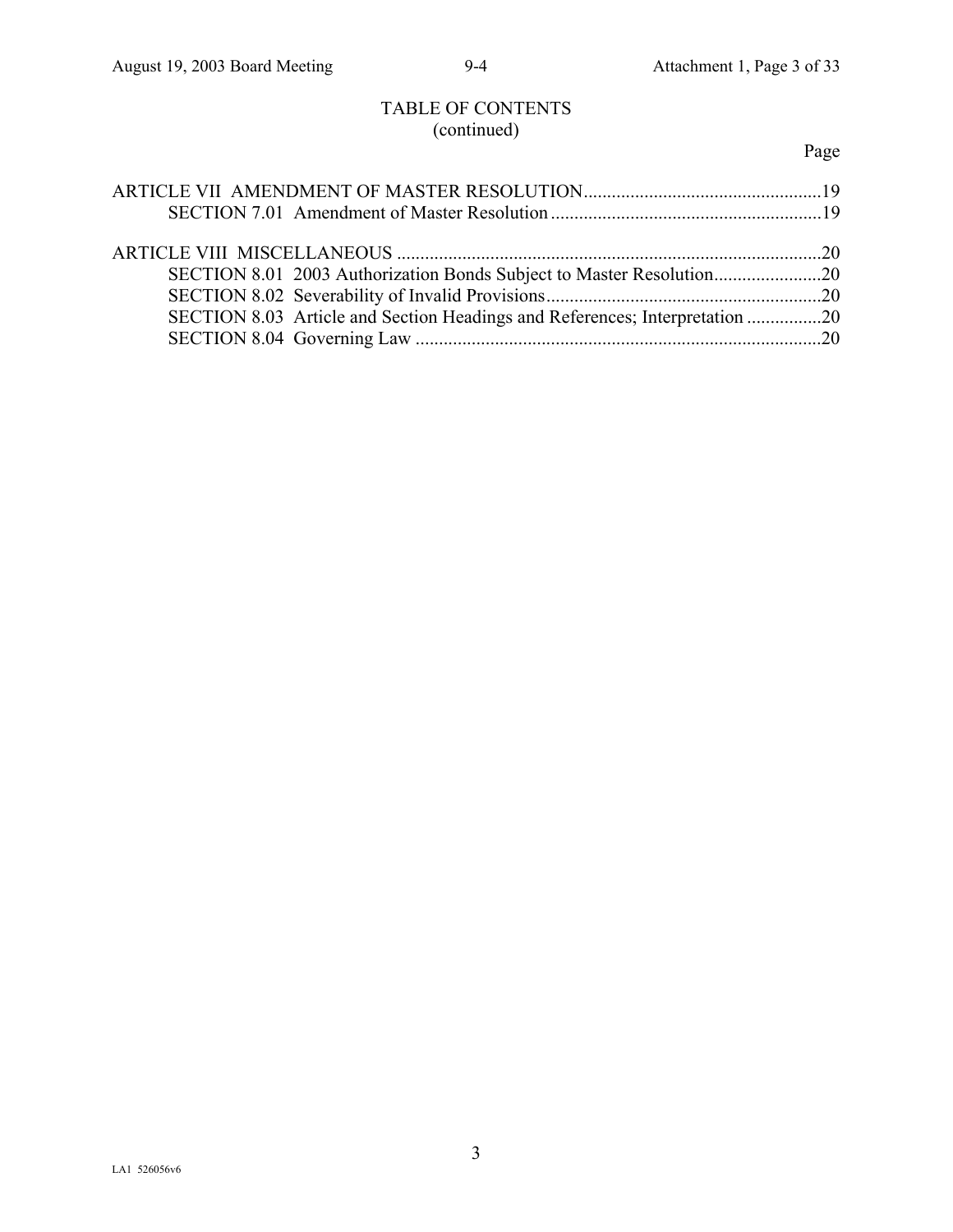TABLE OF CONTENTS
(continued)

| | Page |
|---|---|
| ARTICLE VII AMENDMENT OF MASTER RESOLUTION | 19 |
| SECTION 7.01 Amendment of Master Resolution | 19 |
| ARTICLE VIII MISCELLANEOUS | 20 |
| SECTION 8.01 2003 Authorization Bonds Subject to Master Resolution | 20 |
| SECTION 8.02 Severability of Invalid Provisions | 20 |
| SECTION 8.03 Article and Section Headings and References; Interpretation | 20 |
| SECTION 8.04 Governing Law | 20 |

LA1 526056v6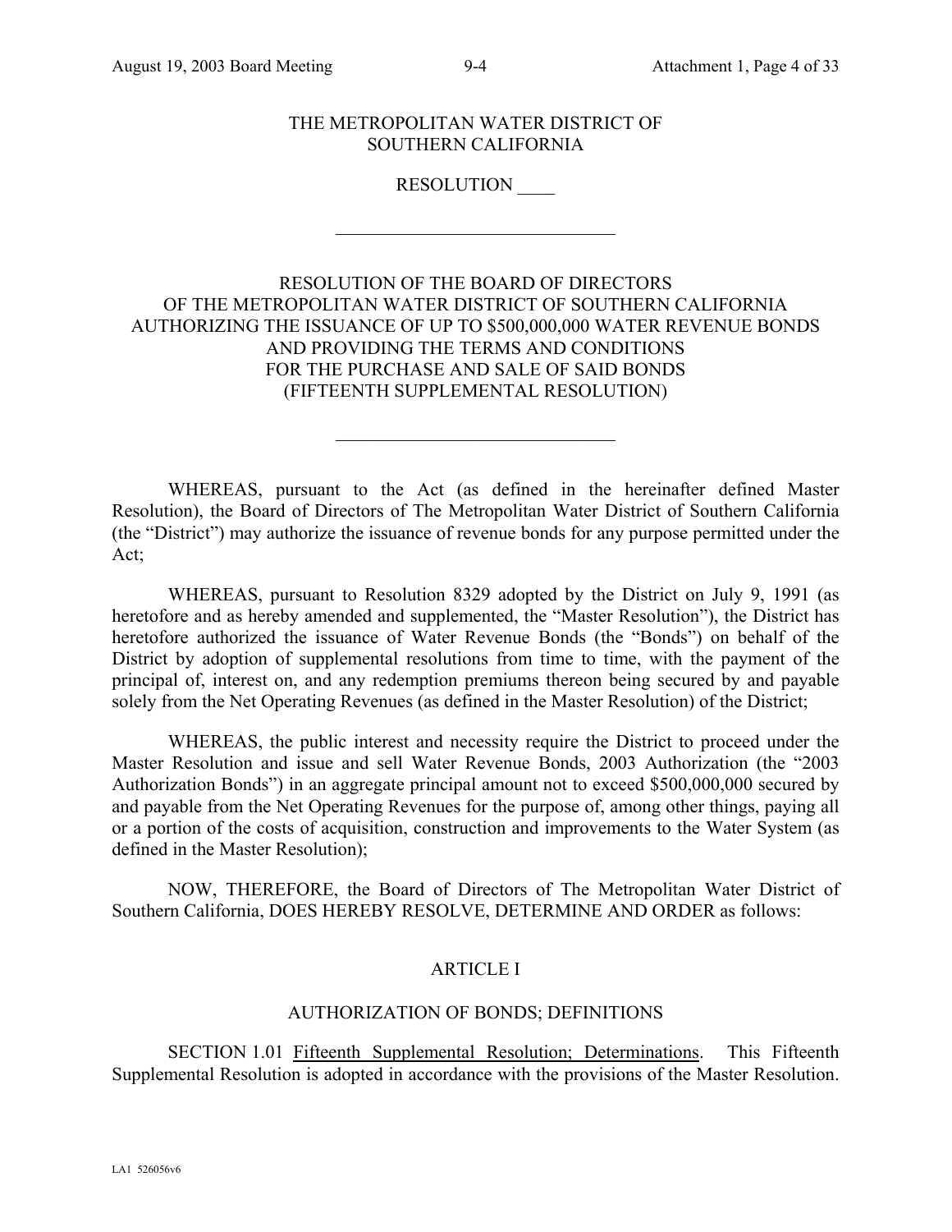THE METROPOLITAN WATER DISTRICT OF
SOUTHERN CALIFORNIA

RESOLUTION ____

_______________________________

RESOLUTION OF THE BOARD OF DIRECTORS
OF THE METROPOLITAN WATER DISTRICT OF SOUTHERN CALIFORNIA
AUTHORIZING THE ISSUANCE OF UP TO $500,000,000 WATER REVENUE BONDS
AND PROVIDING THE TERMS AND CONDITIONS
FOR THE PURCHASE AND SALE OF SAID BONDS
(FIFTEENTH SUPPLEMENTAL RESOLUTION)

_______________________________

WHEREAS, pursuant to the Act (as defined in the hereinafter defined Master Resolution), the Board of Directors of The Metropolitan Water District of Southern California (the "District") may authorize the issuance of revenue bonds for any purpose permitted under the Act;

WHEREAS, pursuant to Resolution 8329 adopted by the District on July 9, 1991 (as heretofore and as hereby amended and supplemented, the "Master Resolution"), the District has heretofore authorized the issuance of Water Revenue Bonds (the "Bonds") on behalf of the District by adoption of supplemental resolutions from time to time, with the payment of the principal of, interest on, and any redemption premiums thereon being secured by and payable solely from the Net Operating Revenues (as defined in the Master Resolution) of the District;

WHEREAS, the public interest and necessity require the District to proceed under the Master Resolution and issue and sell Water Revenue Bonds, 2003 Authorization (the "2003 Authorization Bonds") in an aggregate principal amount not to exceed $500,000,000 secured by and payable from the Net Operating Revenues for the purpose of, among other things, paying all or a portion of the costs of acquisition, construction and improvements to the Water System (as defined in the Master Resolution);

NOW, THEREFORE, the Board of Directors of The Metropolitan Water District of Southern California, DOES HEREBY RESOLVE, DETERMINE AND ORDER as follows:

ARTICLE I

AUTHORIZATION OF BONDS; DEFINITIONS

SECTION 1.01 Fifteenth Supplemental Resolution; Determinations. This Fifteenth Supplemental Resolution is adopted in accordance with the provisions of the Master Resolution.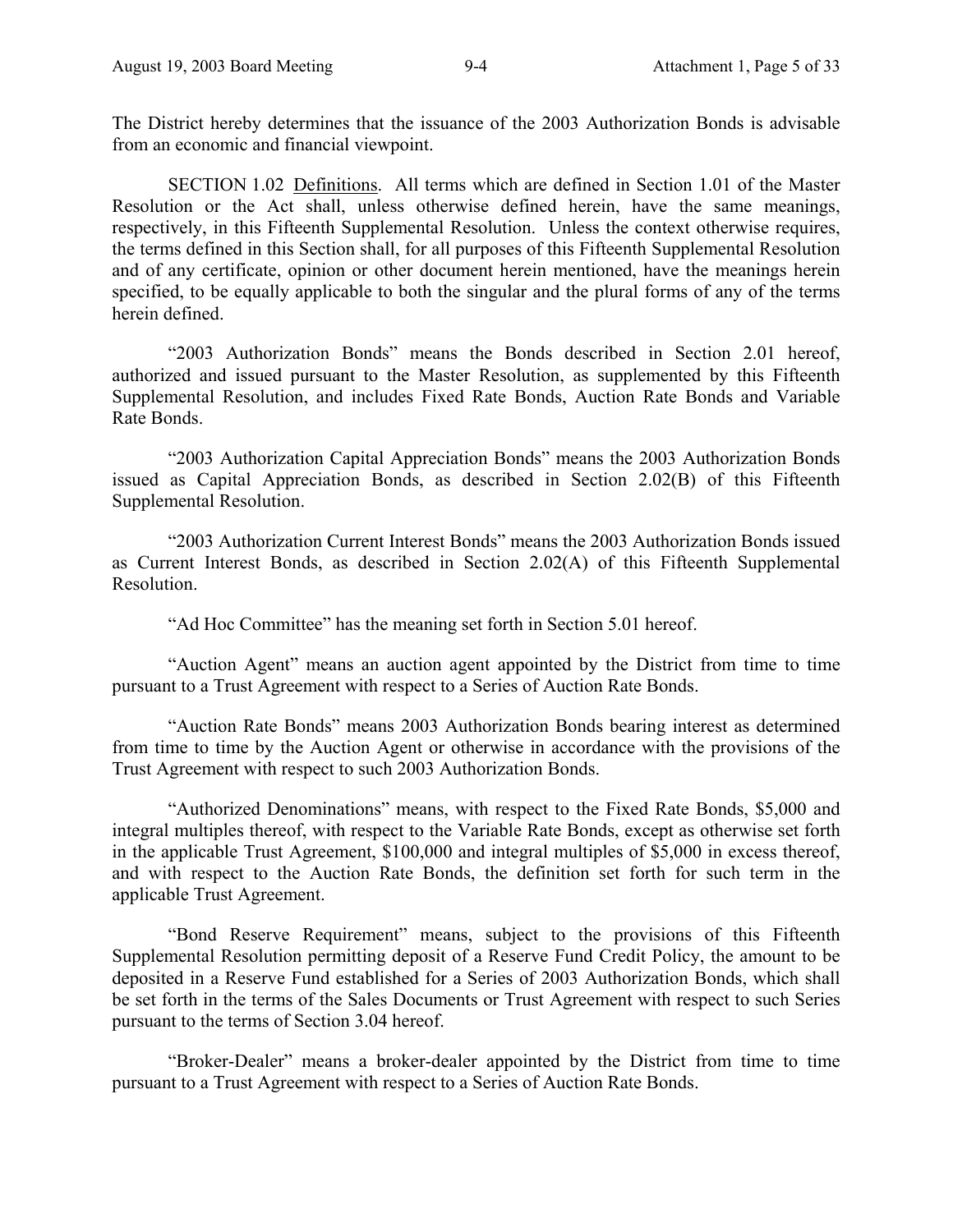The District hereby determines that the issuance of the 2003 Authorization Bonds is advisable from an economic and financial viewpoint.

SECTION 1.02 Definitions. All terms which are defined in Section 1.01 of the Master Resolution or the Act shall, unless otherwise defined herein, have the same meanings, respectively, in this Fifteenth Supplemental Resolution. Unless the context otherwise requires, the terms defined in this Section shall, for all purposes of this Fifteenth Supplemental Resolution and of any certificate, opinion or other document herein mentioned, have the meanings herein specified, to be equally applicable to both the singular and the plural forms of any of the terms herein defined.

"2003 Authorization Bonds" means the Bonds described in Section 2.01 hereof, authorized and issued pursuant to the Master Resolution, as supplemented by this Fifteenth Supplemental Resolution, and includes Fixed Rate Bonds, Auction Rate Bonds and Variable Rate Bonds.

"2003 Authorization Capital Appreciation Bonds" means the 2003 Authorization Bonds issued as Capital Appreciation Bonds, as described in Section 2.02(B) of this Fifteenth Supplemental Resolution.

"2003 Authorization Current Interest Bonds" means the 2003 Authorization Bonds issued as Current Interest Bonds, as described in Section 2.02(A) of this Fifteenth Supplemental Resolution.

"Ad Hoc Committee" has the meaning set forth in Section 5.01 hereof.

"Auction Agent" means an auction agent appointed by the District from time to time pursuant to a Trust Agreement with respect to a Series of Auction Rate Bonds.

"Auction Rate Bonds" means 2003 Authorization Bonds bearing interest as determined from time to time by the Auction Agent or otherwise in accordance with the provisions of the Trust Agreement with respect to such 2003 Authorization Bonds.

"Authorized Denominations" means, with respect to the Fixed Rate Bonds, $5,000 and integral multiples thereof, with respect to the Variable Rate Bonds, except as otherwise set forth in the applicable Trust Agreement, $100,000 and integral multiples of $5,000 in excess thereof, and with respect to the Auction Rate Bonds, the definition set forth for such term in the applicable Trust Agreement.

"Bond Reserve Requirement" means, subject to the provisions of this Fifteenth Supplemental Resolution permitting deposit of a Reserve Fund Credit Policy, the amount to be deposited in a Reserve Fund established for a Series of 2003 Authorization Bonds, which shall be set forth in the terms of the Sales Documents or Trust Agreement with respect to such Series pursuant to the terms of Section 3.04 hereof.

"Broker-Dealer" means a broker-dealer appointed by the District from time to time pursuant to a Trust Agreement with respect to a Series of Auction Rate Bonds.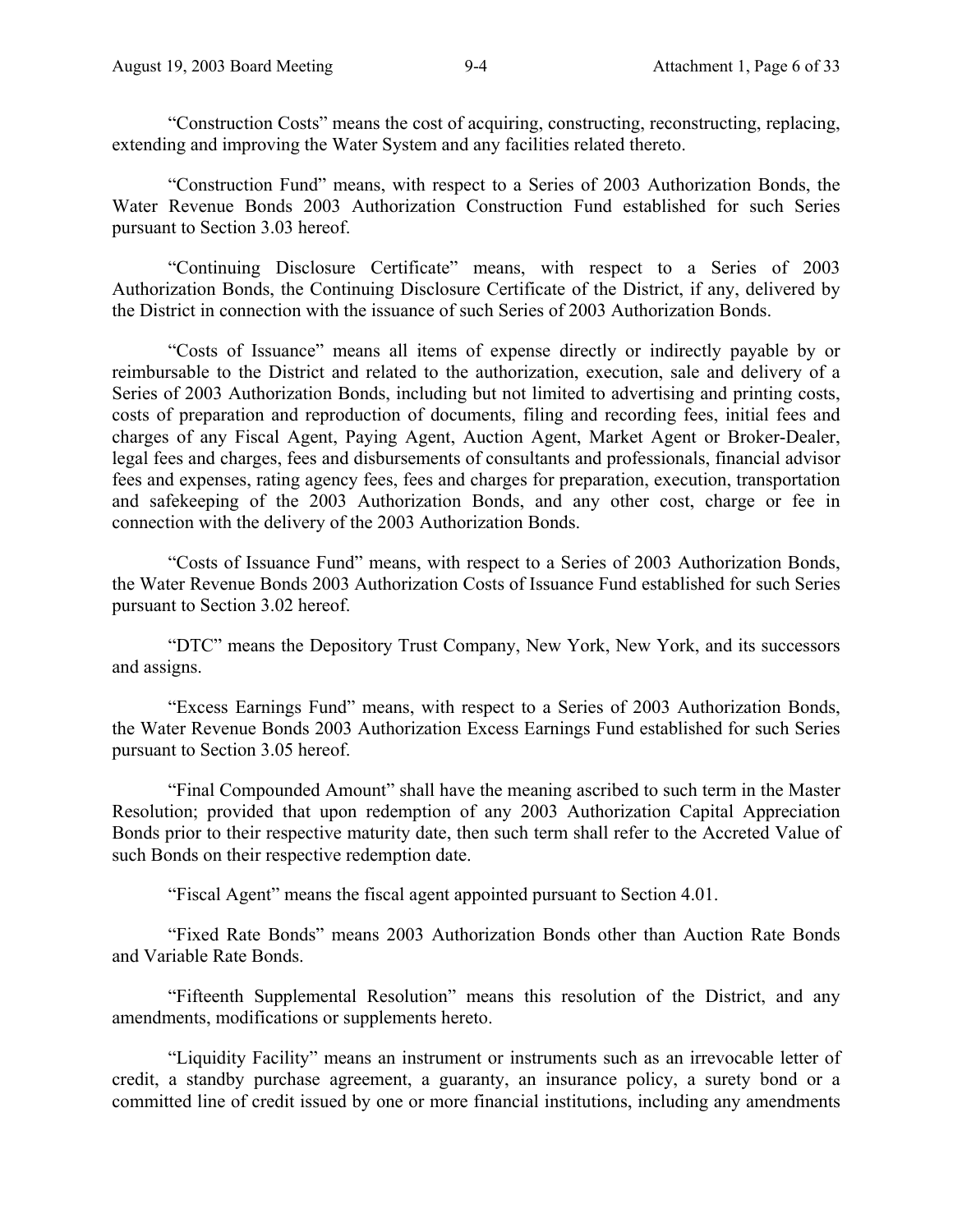"Construction Costs" means the cost of acquiring, constructing, reconstructing, replacing, extending and improving the Water System and any facilities related thereto.

"Construction Fund" means, with respect to a Series of 2003 Authorization Bonds, the Water Revenue Bonds 2003 Authorization Construction Fund established for such Series pursuant to Section 3.03 hereof.

"Continuing Disclosure Certificate" means, with respect to a Series of 2003 Authorization Bonds, the Continuing Disclosure Certificate of the District, if any, delivered by the District in connection with the issuance of such Series of 2003 Authorization Bonds.

"Costs of Issuance" means all items of expense directly or indirectly payable by or reimbursable to the District and related to the authorization, execution, sale and delivery of a Series of 2003 Authorization Bonds, including but not limited to advertising and printing costs, costs of preparation and reproduction of documents, filing and recording fees, initial fees and charges of any Fiscal Agent, Paying Agent, Auction Agent, Market Agent or Broker-Dealer, legal fees and charges, fees and disbursements of consultants and professionals, financial advisor fees and expenses, rating agency fees, fees and charges for preparation, execution, transportation and safekeeping of the 2003 Authorization Bonds, and any other cost, charge or fee in connection with the delivery of the 2003 Authorization Bonds.

"Costs of Issuance Fund" means, with respect to a Series of 2003 Authorization Bonds, the Water Revenue Bonds 2003 Authorization Costs of Issuance Fund established for such Series pursuant to Section 3.02 hereof.

"DTC" means the Depository Trust Company, New York, New York, and its successors and assigns.

"Excess Earnings Fund" means, with respect to a Series of 2003 Authorization Bonds, the Water Revenue Bonds 2003 Authorization Excess Earnings Fund established for such Series pursuant to Section 3.05 hereof.

"Final Compounded Amount" shall have the meaning ascribed to such term in the Master Resolution; provided that upon redemption of any 2003 Authorization Capital Appreciation Bonds prior to their respective maturity date, then such term shall refer to the Accreted Value of such Bonds on their respective redemption date.

"Fiscal Agent" means the fiscal agent appointed pursuant to Section 4.01.

"Fixed Rate Bonds" means 2003 Authorization Bonds other than Auction Rate Bonds and Variable Rate Bonds.

"Fifteenth Supplemental Resolution" means this resolution of the District, and any amendments, modifications or supplements hereto.

"Liquidity Facility" means an instrument or instruments such as an irrevocable letter of credit, a standby purchase agreement, a guaranty, an insurance policy, a surety bond or a committed line of credit issued by one or more financial institutions, including any amendments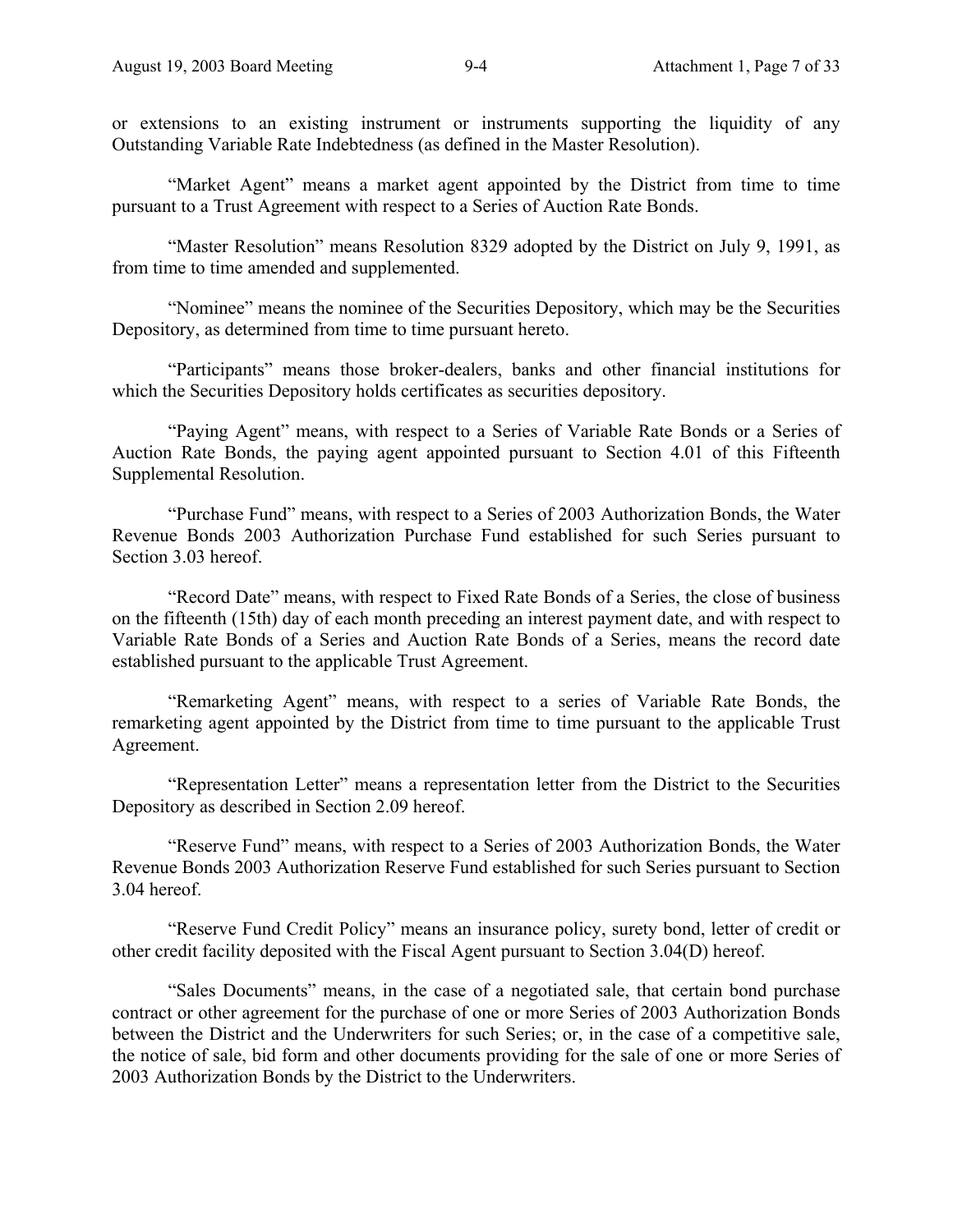or extensions to an existing instrument or instruments supporting the liquidity of any Outstanding Variable Rate Indebtedness (as defined in the Master Resolution).

"Market Agent" means a market agent appointed by the District from time to time pursuant to a Trust Agreement with respect to a Series of Auction Rate Bonds.

"Master Resolution" means Resolution 8329 adopted by the District on July 9, 1991, as from time to time amended and supplemented.

"Nominee" means the nominee of the Securities Depository, which may be the Securities Depository, as determined from time to time pursuant hereto.

"Participants" means those broker-dealers, banks and other financial institutions for which the Securities Depository holds certificates as securities depository.

"Paying Agent" means, with respect to a Series of Variable Rate Bonds or a Series of Auction Rate Bonds, the paying agent appointed pursuant to Section 4.01 of this Fifteenth Supplemental Resolution.

"Purchase Fund" means, with respect to a Series of 2003 Authorization Bonds, the Water Revenue Bonds 2003 Authorization Purchase Fund established for such Series pursuant to Section 3.03 hereof.

"Record Date" means, with respect to Fixed Rate Bonds of a Series, the close of business on the fifteenth (15th) day of each month preceding an interest payment date, and with respect to Variable Rate Bonds of a Series and Auction Rate Bonds of a Series, means the record date established pursuant to the applicable Trust Agreement.

"Remarketing Agent" means, with respect to a series of Variable Rate Bonds, the remarketing agent appointed by the District from time to time pursuant to the applicable Trust Agreement.

"Representation Letter" means a representation letter from the District to the Securities Depository as described in Section 2.09 hereof.

"Reserve Fund" means, with respect to a Series of 2003 Authorization Bonds, the Water Revenue Bonds 2003 Authorization Reserve Fund established for such Series pursuant to Section 3.04 hereof.

"Reserve Fund Credit Policy" means an insurance policy, surety bond, letter of credit or other credit facility deposited with the Fiscal Agent pursuant to Section 3.04(D) hereof.

"Sales Documents" means, in the case of a negotiated sale, that certain bond purchase contract or other agreement for the purchase of one or more Series of 2003 Authorization Bonds between the District and the Underwriters for such Series; or, in the case of a competitive sale, the notice of sale, bid form and other documents providing for the sale of one or more Series of 2003 Authorization Bonds by the District to the Underwriters.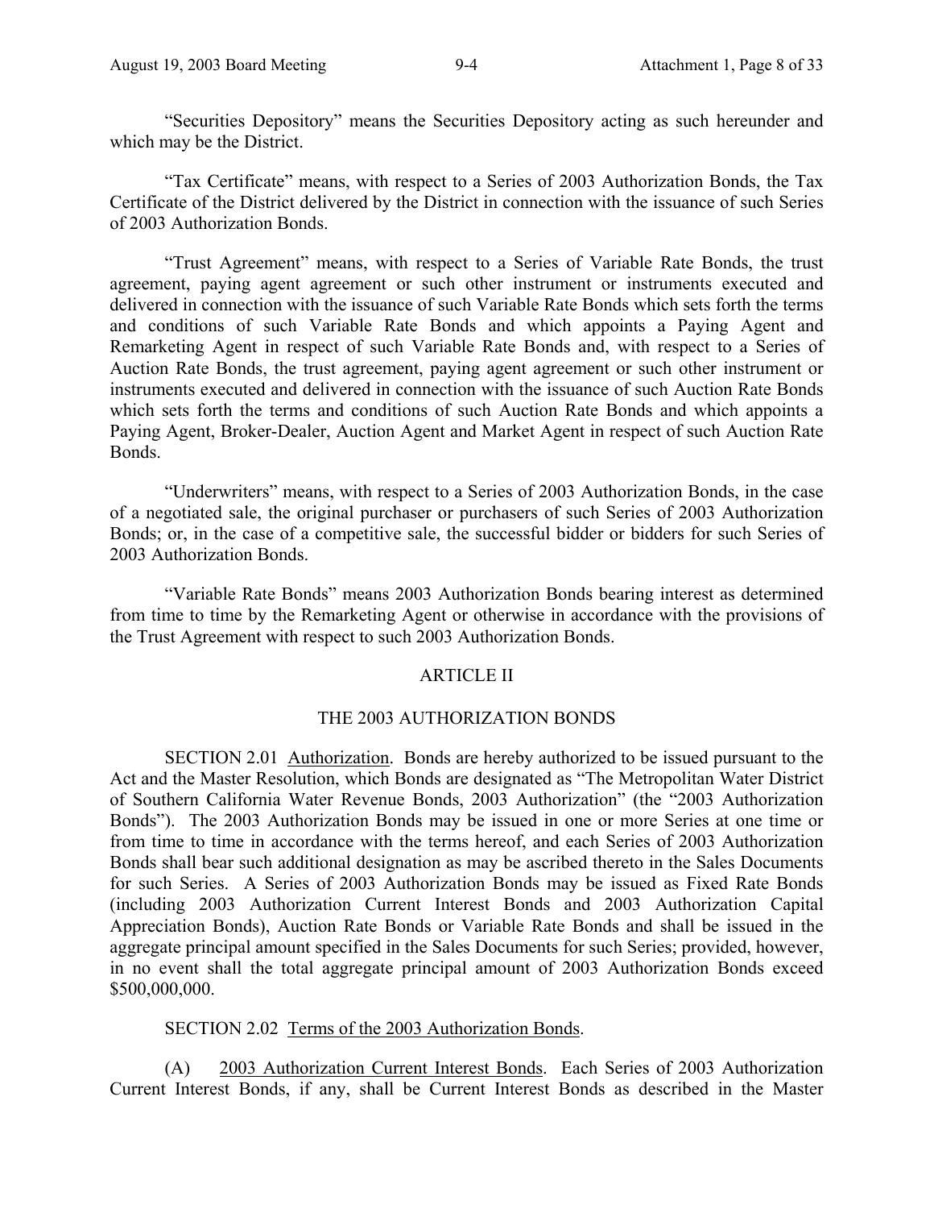"Securities Depository" means the Securities Depository acting as such hereunder and which may be the District.

"Tax Certificate" means, with respect to a Series of 2003 Authorization Bonds, the Tax Certificate of the District delivered by the District in connection with the issuance of such Series of 2003 Authorization Bonds.

"Trust Agreement" means, with respect to a Series of Variable Rate Bonds, the trust agreement, paying agent agreement or such other instrument or instruments executed and delivered in connection with the issuance of such Variable Rate Bonds which sets forth the terms and conditions of such Variable Rate Bonds and which appoints a Paying Agent and Remarketing Agent in respect of such Variable Rate Bonds and, with respect to a Series of Auction Rate Bonds, the trust agreement, paying agent agreement or such other instrument or instruments executed and delivered in connection with the issuance of such Auction Rate Bonds which sets forth the terms and conditions of such Auction Rate Bonds and which appoints a Paying Agent, Broker-Dealer, Auction Agent and Market Agent in respect of such Auction Rate Bonds.

"Underwriters" means, with respect to a Series of 2003 Authorization Bonds, in the case of a negotiated sale, the original purchaser or purchasers of such Series of 2003 Authorization Bonds; or, in the case of a competitive sale, the successful bidder or bidders for such Series of 2003 Authorization Bonds.

"Variable Rate Bonds" means 2003 Authorization Bonds bearing interest as determined from time to time by the Remarketing Agent or otherwise in accordance with the provisions of the Trust Agreement with respect to such 2003 Authorization Bonds.

## ARTICLE II

## THE 2003 AUTHORIZATION BONDS

SECTION 2.01 Authorization. Bonds are hereby authorized to be issued pursuant to the Act and the Master Resolution, which Bonds are designated as "The Metropolitan Water District of Southern California Water Revenue Bonds, 2003 Authorization" (the "2003 Authorization Bonds"). The 2003 Authorization Bonds may be issued in one or more Series at one time or from time to time in accordance with the terms hereof, and each Series of 2003 Authorization Bonds shall bear such additional designation as may be ascribed thereto in the Sales Documents for such Series. A Series of 2003 Authorization Bonds may be issued as Fixed Rate Bonds (including 2003 Authorization Current Interest Bonds and 2003 Authorization Capital Appreciation Bonds), Auction Rate Bonds or Variable Rate Bonds and shall be issued in the aggregate principal amount specified in the Sales Documents for such Series; provided, however, in no event shall the total aggregate principal amount of 2003 Authorization Bonds exceed $500,000,000.

SECTION 2.02 Terms of the 2003 Authorization Bonds.

(A) 2003 Authorization Current Interest Bonds. Each Series of 2003 Authorization Current Interest Bonds, if any, shall be Current Interest Bonds as described in the Master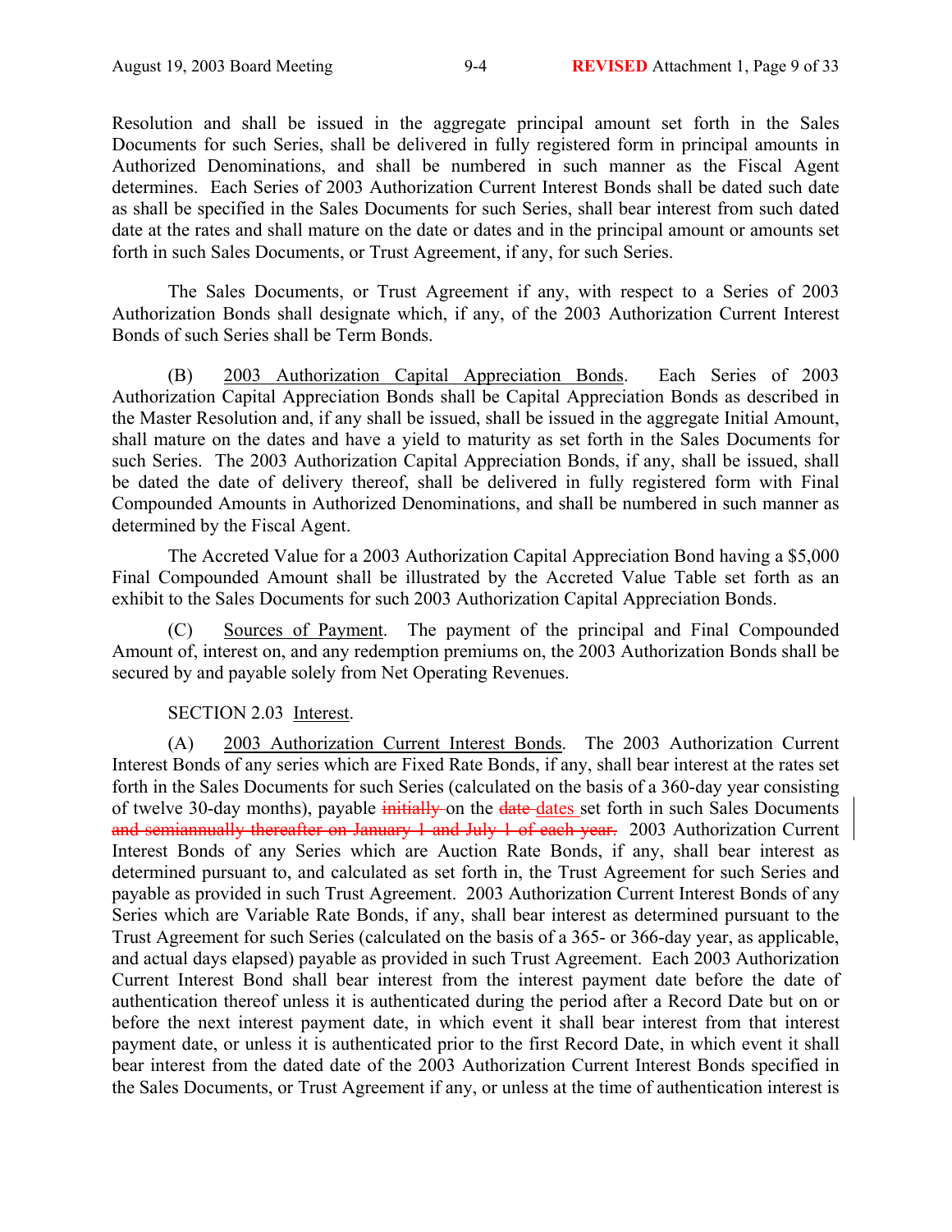Resolution and shall be issued in the aggregate principal amount set forth in the Sales Documents for such Series, shall be delivered in fully registered form in principal amounts in Authorized Denominations, and shall be numbered in such manner as the Fiscal Agent determines. Each Series of 2003 Authorization Current Interest Bonds shall be dated such date as shall be specified in the Sales Documents for such Series, shall bear interest from such dated date at the rates and shall mature on the date or dates and in the principal amount or amounts set forth in such Sales Documents, or Trust Agreement, if any, for such Series.

The Sales Documents, or Trust Agreement if any, with respect to a Series of 2003 Authorization Bonds shall designate which, if any, of the 2003 Authorization Current Interest Bonds of such Series shall be Term Bonds.

(B) 2003 Authorization Capital Appreciation Bonds. Each Series of 2003 Authorization Capital Appreciation Bonds shall be Capital Appreciation Bonds as described in the Master Resolution and, if any shall be issued, shall be issued in the aggregate Initial Amount, shall mature on the dates and have a yield to maturity as set forth in the Sales Documents for such Series. The 2003 Authorization Capital Appreciation Bonds, if any, shall be issued, shall be dated the date of delivery thereof, shall be delivered in fully registered form with Final Compounded Amounts in Authorized Denominations, and shall be numbered in such manner as determined by the Fiscal Agent.

The Accreted Value for a 2003 Authorization Capital Appreciation Bond having a $5,000 Final Compounded Amount shall be illustrated by the Accreted Value Table set forth as an exhibit to the Sales Documents for such 2003 Authorization Capital Appreciation Bonds.

(C) Sources of Payment. The payment of the principal and Final Compounded Amount of, interest on, and any redemption premiums on, the 2003 Authorization Bonds shall be secured by and payable solely from Net Operating Revenues.

SECTION 2.03 Interest.

(A) 2003 Authorization Current Interest Bonds. The 2003 Authorization Current Interest Bonds of any series which are Fixed Rate Bonds, if any, shall bear interest at the rates set forth in the Sales Documents for such Series (calculated on the basis of a 360-day year consisting of twelve 30-day months), payable ~~initially~~ on the ~~date~~ dates set forth in such Sales Documents ~~and semiannually thereafter on January 1 and July 1 of each year.~~ 2003 Authorization Current Interest Bonds of any Series which are Auction Rate Bonds, if any, shall bear interest as determined pursuant to, and calculated as set forth in, the Trust Agreement for such Series and payable as provided in such Trust Agreement. 2003 Authorization Current Interest Bonds of any Series which are Variable Rate Bonds, if any, shall bear interest as determined pursuant to the Trust Agreement for such Series (calculated on the basis of a 365- or 366-day year, as applicable, and actual days elapsed) payable as provided in such Trust Agreement. Each 2003 Authorization Current Interest Bond shall bear interest from the interest payment date before the date of authentication thereof unless it is authenticated during the period after a Record Date but on or before the next interest payment date, in which event it shall bear interest from that interest payment date, or unless it is authenticated prior to the first Record Date, in which event it shall bear interest from the dated date of the 2003 Authorization Current Interest Bonds specified in the Sales Documents, or Trust Agreement if any, or unless at the time of authentication interest is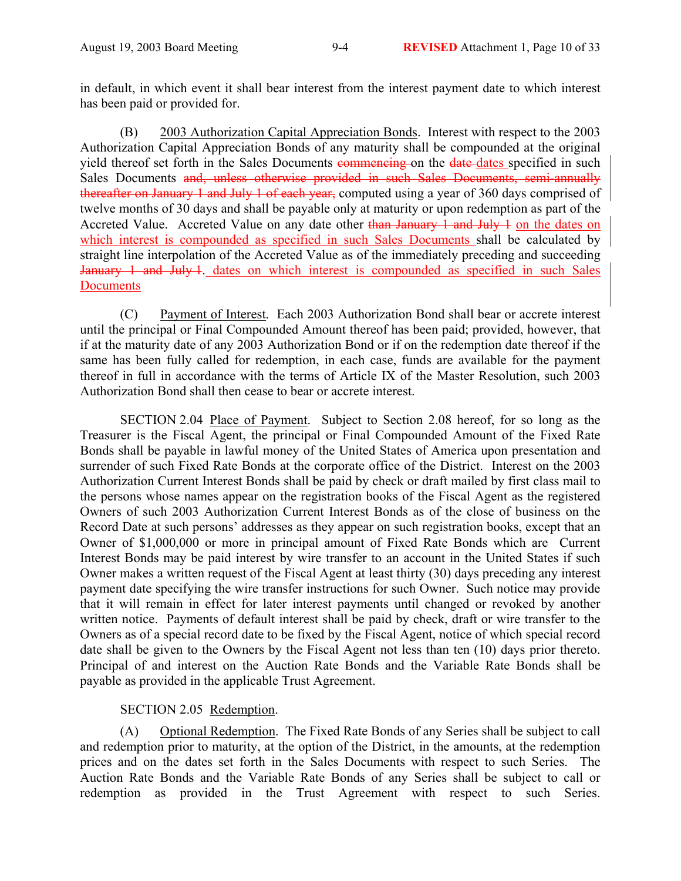in default, in which event it shall bear interest from the interest payment date to which interest has been paid or provided for.

(B) 2003 Authorization Capital Appreciation Bonds. Interest with respect to the 2003 Authorization Capital Appreciation Bonds of any maturity shall be compounded at the original yield thereof set forth in the Sales Documents ~~commencing~~ on the ~~date~~ dates specified in such Sales Documents ~~and, unless otherwise provided in such Sales Documents, semi-annually thereafter on January 1 and July 1 of each year,~~ computed using a year of 360 days comprised of twelve months of 30 days and shall be payable only at maturity or upon redemption as part of the Accreted Value. Accreted Value on any date other ~~than January 1 and July 1~~ on the dates on which interest is compounded as specified in such Sales Documents shall be calculated by straight line interpolation of the Accreted Value as of the immediately preceding and succeeding ~~January 1 and July 1~~. dates on which interest is compounded as specified in such Sales Documents

(C) Payment of Interest. Each 2003 Authorization Bond shall bear or accrete interest until the principal or Final Compounded Amount thereof has been paid; provided, however, that if at the maturity date of any 2003 Authorization Bond or if on the redemption date thereof if the same has been fully called for redemption, in each case, funds are available for the payment thereof in full in accordance with the terms of Article IX of the Master Resolution, such 2003 Authorization Bond shall then cease to bear or accrete interest.

SECTION 2.04 Place of Payment. Subject to Section 2.08 hereof, for so long as the Treasurer is the Fiscal Agent, the principal or Final Compounded Amount of the Fixed Rate Bonds shall be payable in lawful money of the United States of America upon presentation and surrender of such Fixed Rate Bonds at the corporate office of the District. Interest on the 2003 Authorization Current Interest Bonds shall be paid by check or draft mailed by first class mail to the persons whose names appear on the registration books of the Fiscal Agent as the registered Owners of such 2003 Authorization Current Interest Bonds as of the close of business on the Record Date at such persons' addresses as they appear on such registration books, except that an Owner of $1,000,000 or more in principal amount of Fixed Rate Bonds which are Current Interest Bonds may be paid interest by wire transfer to an account in the United States if such Owner makes a written request of the Fiscal Agent at least thirty (30) days preceding any interest payment date specifying the wire transfer instructions for such Owner. Such notice may provide that it will remain in effect for later interest payments until changed or revoked by another written notice. Payments of default interest shall be paid by check, draft or wire transfer to the Owners as of a special record date to be fixed by the Fiscal Agent, notice of which special record date shall be given to the Owners by the Fiscal Agent not less than ten (10) days prior thereto. Principal of and interest on the Auction Rate Bonds and the Variable Rate Bonds shall be payable as provided in the applicable Trust Agreement.

SECTION 2.05 Redemption.

(A) Optional Redemption. The Fixed Rate Bonds of any Series shall be subject to call and redemption prior to maturity, at the option of the District, in the amounts, at the redemption prices and on the dates set forth in the Sales Documents with respect to such Series. The Auction Rate Bonds and the Variable Rate Bonds of any Series shall be subject to call or redemption as provided in the Trust Agreement with respect to such Series.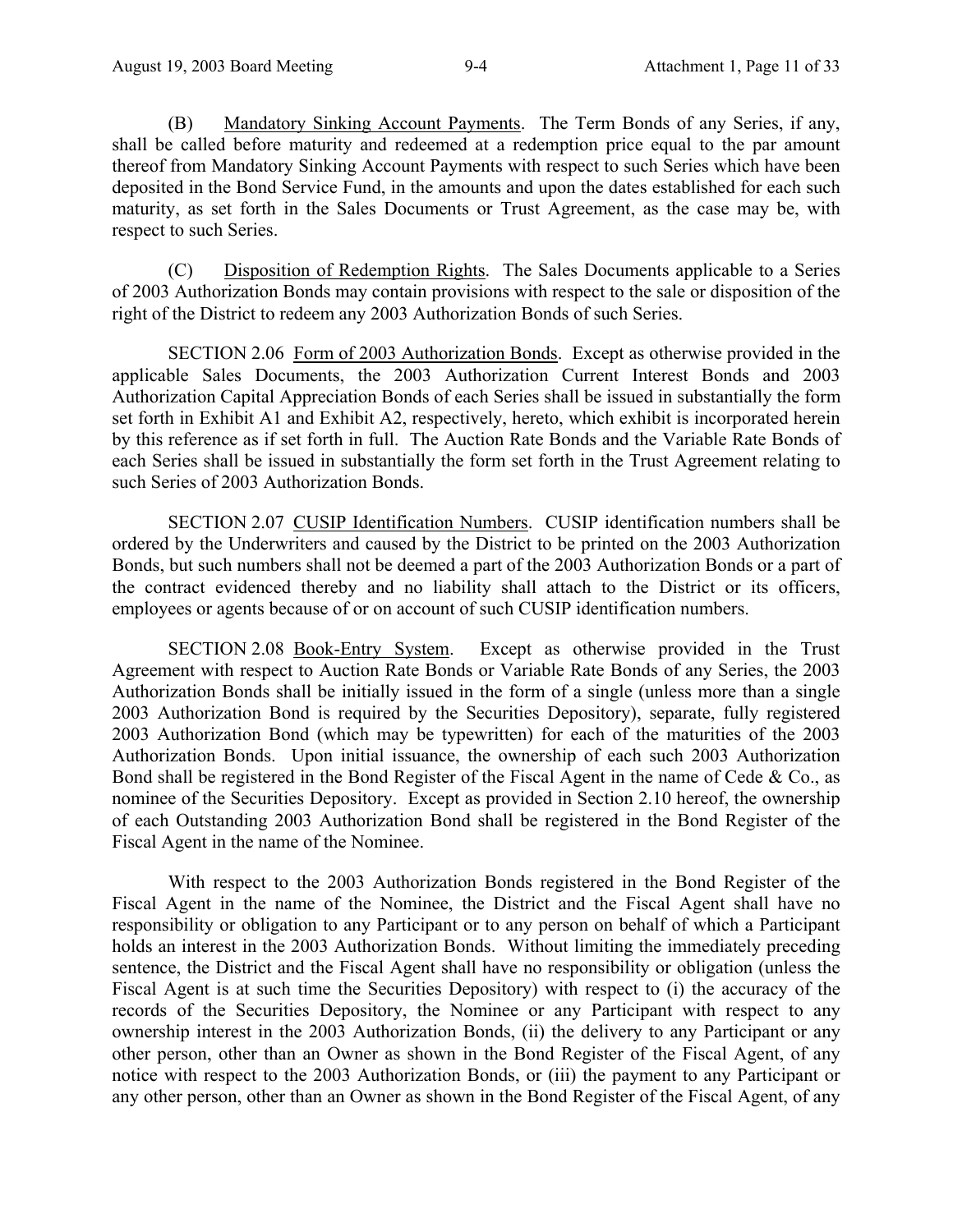(B) Mandatory Sinking Account Payments. The Term Bonds of any Series, if any, shall be called before maturity and redeemed at a redemption price equal to the par amount thereof from Mandatory Sinking Account Payments with respect to such Series which have been deposited in the Bond Service Fund, in the amounts and upon the dates established for each such maturity, as set forth in the Sales Documents or Trust Agreement, as the case may be, with respect to such Series.

(C) Disposition of Redemption Rights. The Sales Documents applicable to a Series of 2003 Authorization Bonds may contain provisions with respect to the sale or disposition of the right of the District to redeem any 2003 Authorization Bonds of such Series.

SECTION 2.06 Form of 2003 Authorization Bonds. Except as otherwise provided in the applicable Sales Documents, the 2003 Authorization Current Interest Bonds and 2003 Authorization Capital Appreciation Bonds of each Series shall be issued in substantially the form set forth in Exhibit A1 and Exhibit A2, respectively, hereto, which exhibit is incorporated herein by this reference as if set forth in full. The Auction Rate Bonds and the Variable Rate Bonds of each Series shall be issued in substantially the form set forth in the Trust Agreement relating to such Series of 2003 Authorization Bonds.

SECTION 2.07 CUSIP Identification Numbers. CUSIP identification numbers shall be ordered by the Underwriters and caused by the District to be printed on the 2003 Authorization Bonds, but such numbers shall not be deemed a part of the 2003 Authorization Bonds or a part of the contract evidenced thereby and no liability shall attach to the District or its officers, employees or agents because of or on account of such CUSIP identification numbers.

SECTION 2.08 Book-Entry System. Except as otherwise provided in the Trust Agreement with respect to Auction Rate Bonds or Variable Rate Bonds of any Series, the 2003 Authorization Bonds shall be initially issued in the form of a single (unless more than a single 2003 Authorization Bond is required by the Securities Depository), separate, fully registered 2003 Authorization Bond (which may be typewritten) for each of the maturities of the 2003 Authorization Bonds. Upon initial issuance, the ownership of each such 2003 Authorization Bond shall be registered in the Bond Register of the Fiscal Agent in the name of Cede & Co., as nominee of the Securities Depository. Except as provided in Section 2.10 hereof, the ownership of each Outstanding 2003 Authorization Bond shall be registered in the Bond Register of the Fiscal Agent in the name of the Nominee.

With respect to the 2003 Authorization Bonds registered in the Bond Register of the Fiscal Agent in the name of the Nominee, the District and the Fiscal Agent shall have no responsibility or obligation to any Participant or to any person on behalf of which a Participant holds an interest in the 2003 Authorization Bonds. Without limiting the immediately preceding sentence, the District and the Fiscal Agent shall have no responsibility or obligation (unless the Fiscal Agent is at such time the Securities Depository) with respect to (i) the accuracy of the records of the Securities Depository, the Nominee or any Participant with respect to any ownership interest in the 2003 Authorization Bonds, (ii) the delivery to any Participant or any other person, other than an Owner as shown in the Bond Register of the Fiscal Agent, of any notice with respect to the 2003 Authorization Bonds, or (iii) the payment to any Participant or any other person, other than an Owner as shown in the Bond Register of the Fiscal Agent, of any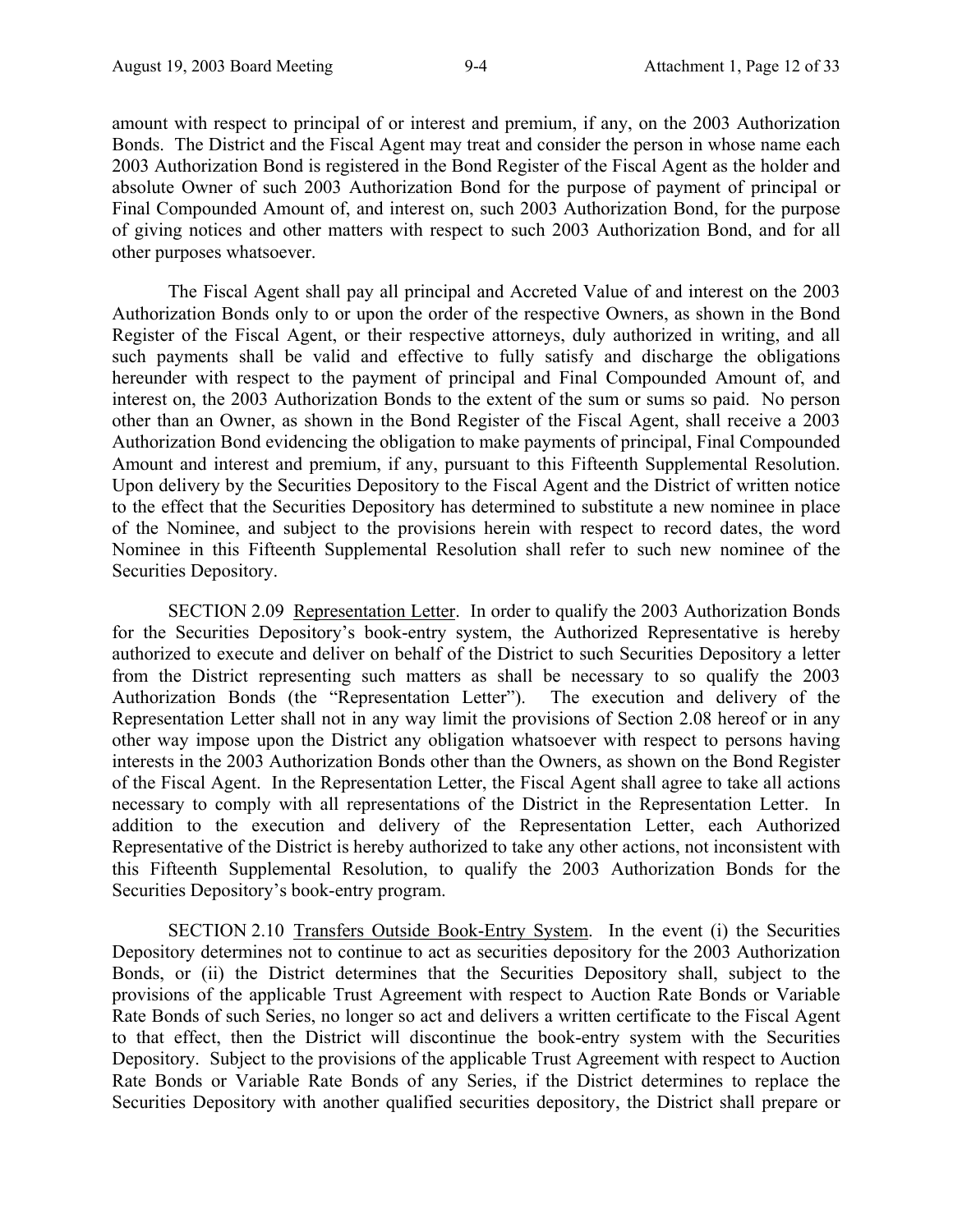amount with respect to principal of or interest and premium, if any, on the 2003 Authorization Bonds. The District and the Fiscal Agent may treat and consider the person in whose name each 2003 Authorization Bond is registered in the Bond Register of the Fiscal Agent as the holder and absolute Owner of such 2003 Authorization Bond for the purpose of payment of principal or Final Compounded Amount of, and interest on, such 2003 Authorization Bond, for the purpose of giving notices and other matters with respect to such 2003 Authorization Bond, and for all other purposes whatsoever.

The Fiscal Agent shall pay all principal and Accreted Value of and interest on the 2003 Authorization Bonds only to or upon the order of the respective Owners, as shown in the Bond Register of the Fiscal Agent, or their respective attorneys, duly authorized in writing, and all such payments shall be valid and effective to fully satisfy and discharge the obligations hereunder with respect to the payment of principal and Final Compounded Amount of, and interest on, the 2003 Authorization Bonds to the extent of the sum or sums so paid. No person other than an Owner, as shown in the Bond Register of the Fiscal Agent, shall receive a 2003 Authorization Bond evidencing the obligation to make payments of principal, Final Compounded Amount and interest and premium, if any, pursuant to this Fifteenth Supplemental Resolution. Upon delivery by the Securities Depository to the Fiscal Agent and the District of written notice to the effect that the Securities Depository has determined to substitute a new nominee in place of the Nominee, and subject to the provisions herein with respect to record dates, the word Nominee in this Fifteenth Supplemental Resolution shall refer to such new nominee of the Securities Depository.

SECTION 2.09 Representation Letter. In order to qualify the 2003 Authorization Bonds for the Securities Depository's book-entry system, the Authorized Representative is hereby authorized to execute and deliver on behalf of the District to such Securities Depository a letter from the District representing such matters as shall be necessary to so qualify the 2003 Authorization Bonds (the "Representation Letter"). The execution and delivery of the Representation Letter shall not in any way limit the provisions of Section 2.08 hereof or in any other way impose upon the District any obligation whatsoever with respect to persons having interests in the 2003 Authorization Bonds other than the Owners, as shown on the Bond Register of the Fiscal Agent. In the Representation Letter, the Fiscal Agent shall agree to take all actions necessary to comply with all representations of the District in the Representation Letter. In addition to the execution and delivery of the Representation Letter, each Authorized Representative of the District is hereby authorized to take any other actions, not inconsistent with this Fifteenth Supplemental Resolution, to qualify the 2003 Authorization Bonds for the Securities Depository's book-entry program.

SECTION 2.10 Transfers Outside Book-Entry System. In the event (i) the Securities Depository determines not to continue to act as securities depository for the 2003 Authorization Bonds, or (ii) the District determines that the Securities Depository shall, subject to the provisions of the applicable Trust Agreement with respect to Auction Rate Bonds or Variable Rate Bonds of such Series, no longer so act and delivers a written certificate to the Fiscal Agent to that effect, then the District will discontinue the book-entry system with the Securities Depository. Subject to the provisions of the applicable Trust Agreement with respect to Auction Rate Bonds or Variable Rate Bonds of any Series, if the District determines to replace the Securities Depository with another qualified securities depository, the District shall prepare or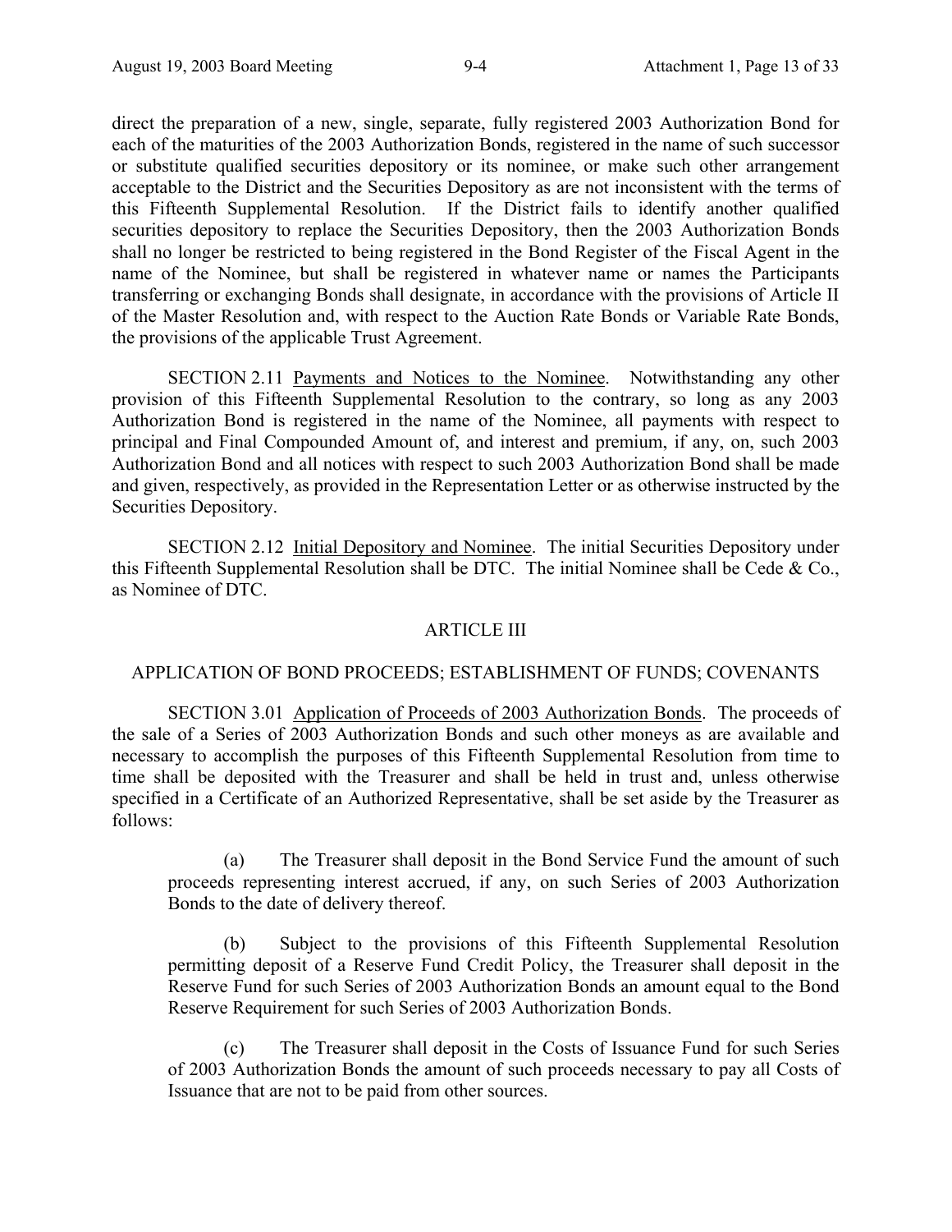direct the preparation of a new, single, separate, fully registered 2003 Authorization Bond for each of the maturities of the 2003 Authorization Bonds, registered in the name of such successor or substitute qualified securities depository or its nominee, or make such other arrangement acceptable to the District and the Securities Depository as are not inconsistent with the terms of this Fifteenth Supplemental Resolution. If the District fails to identify another qualified securities depository to replace the Securities Depository, then the 2003 Authorization Bonds shall no longer be restricted to being registered in the Bond Register of the Fiscal Agent in the name of the Nominee, but shall be registered in whatever name or names the Participants transferring or exchanging Bonds shall designate, in accordance with the provisions of Article II of the Master Resolution and, with respect to the Auction Rate Bonds or Variable Rate Bonds, the provisions of the applicable Trust Agreement.

SECTION 2.11 Payments and Notices to the Nominee. Notwithstanding any other provision of this Fifteenth Supplemental Resolution to the contrary, so long as any 2003 Authorization Bond is registered in the name of the Nominee, all payments with respect to principal and Final Compounded Amount of, and interest and premium, if any, on, such 2003 Authorization Bond and all notices with respect to such 2003 Authorization Bond shall be made and given, respectively, as provided in the Representation Letter or as otherwise instructed by the Securities Depository.

SECTION 2.12 Initial Depository and Nominee. The initial Securities Depository under this Fifteenth Supplemental Resolution shall be DTC. The initial Nominee shall be Cede & Co., as Nominee of DTC.

## ARTICLE III

## APPLICATION OF BOND PROCEEDS; ESTABLISHMENT OF FUNDS; COVENANTS

SECTION 3.01 Application of Proceeds of 2003 Authorization Bonds. The proceeds of the sale of a Series of 2003 Authorization Bonds and such other moneys as are available and necessary to accomplish the purposes of this Fifteenth Supplemental Resolution from time to time shall be deposited with the Treasurer and shall be held in trust and, unless otherwise specified in a Certificate of an Authorized Representative, shall be set aside by the Treasurer as follows:

(a) The Treasurer shall deposit in the Bond Service Fund the amount of such proceeds representing interest accrued, if any, on such Series of 2003 Authorization Bonds to the date of delivery thereof.

(b) Subject to the provisions of this Fifteenth Supplemental Resolution permitting deposit of a Reserve Fund Credit Policy, the Treasurer shall deposit in the Reserve Fund for such Series of 2003 Authorization Bonds an amount equal to the Bond Reserve Requirement for such Series of 2003 Authorization Bonds.

(c) The Treasurer shall deposit in the Costs of Issuance Fund for such Series of 2003 Authorization Bonds the amount of such proceeds necessary to pay all Costs of Issuance that are not to be paid from other sources.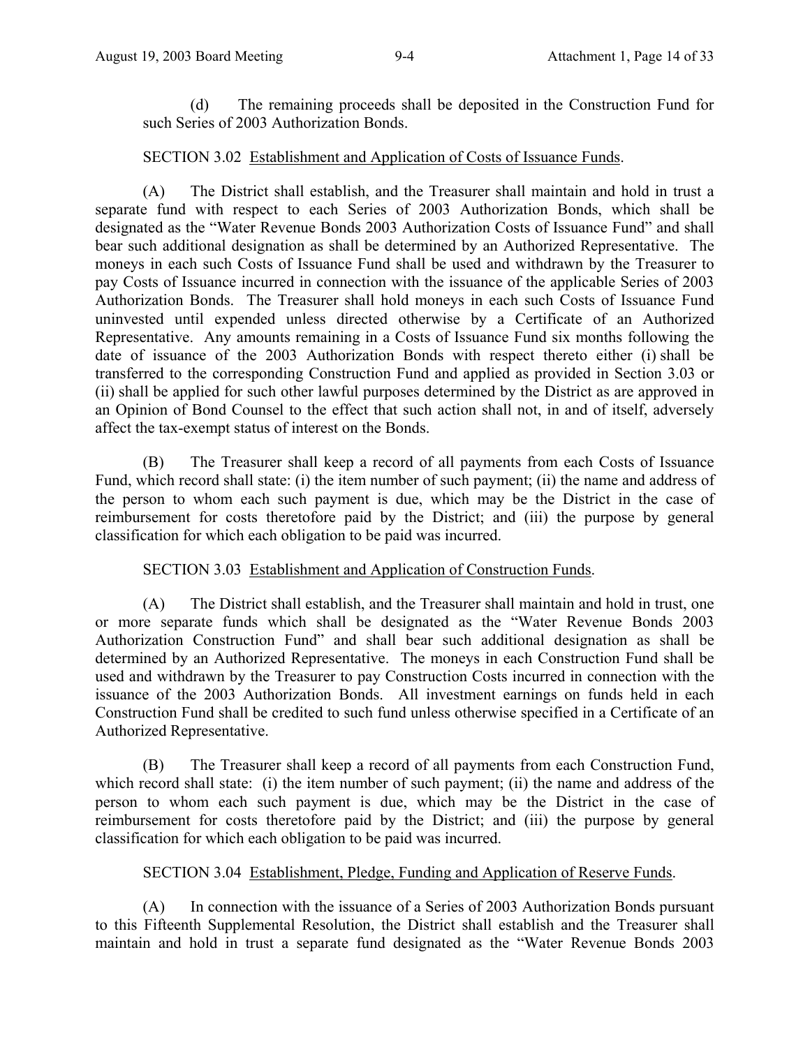(d) The remaining proceeds shall be deposited in the Construction Fund for such Series of 2003 Authorization Bonds.

SECTION 3.02 Establishment and Application of Costs of Issuance Funds.

(A) The District shall establish, and the Treasurer shall maintain and hold in trust a separate fund with respect to each Series of 2003 Authorization Bonds, which shall be designated as the "Water Revenue Bonds 2003 Authorization Costs of Issuance Fund" and shall bear such additional designation as shall be determined by an Authorized Representative. The moneys in each such Costs of Issuance Fund shall be used and withdrawn by the Treasurer to pay Costs of Issuance incurred in connection with the issuance of the applicable Series of 2003 Authorization Bonds. The Treasurer shall hold moneys in each such Costs of Issuance Fund uninvested until expended unless directed otherwise by a Certificate of an Authorized Representative. Any amounts remaining in a Costs of Issuance Fund six months following the date of issuance of the 2003 Authorization Bonds with respect thereto either (i) shall be transferred to the corresponding Construction Fund and applied as provided in Section 3.03 or (ii) shall be applied for such other lawful purposes determined by the District as are approved in an Opinion of Bond Counsel to the effect that such action shall not, in and of itself, adversely affect the tax-exempt status of interest on the Bonds.

(B) The Treasurer shall keep a record of all payments from each Costs of Issuance Fund, which record shall state: (i) the item number of such payment; (ii) the name and address of the person to whom each such payment is due, which may be the District in the case of reimbursement for costs theretofore paid by the District; and (iii) the purpose by general classification for which each obligation to be paid was incurred.

SECTION 3.03 Establishment and Application of Construction Funds.

(A) The District shall establish, and the Treasurer shall maintain and hold in trust, one or more separate funds which shall be designated as the "Water Revenue Bonds 2003 Authorization Construction Fund" and shall bear such additional designation as shall be determined by an Authorized Representative. The moneys in each Construction Fund shall be used and withdrawn by the Treasurer to pay Construction Costs incurred in connection with the issuance of the 2003 Authorization Bonds. All investment earnings on funds held in each Construction Fund shall be credited to such fund unless otherwise specified in a Certificate of an Authorized Representative.

(B) The Treasurer shall keep a record of all payments from each Construction Fund, which record shall state: (i) the item number of such payment; (ii) the name and address of the person to whom each such payment is due, which may be the District in the case of reimbursement for costs theretofore paid by the District; and (iii) the purpose by general classification for which each obligation to be paid was incurred.

SECTION 3.04 Establishment, Pledge, Funding and Application of Reserve Funds.

(A) In connection with the issuance of a Series of 2003 Authorization Bonds pursuant to this Fifteenth Supplemental Resolution, the District shall establish and the Treasurer shall maintain and hold in trust a separate fund designated as the "Water Revenue Bonds 2003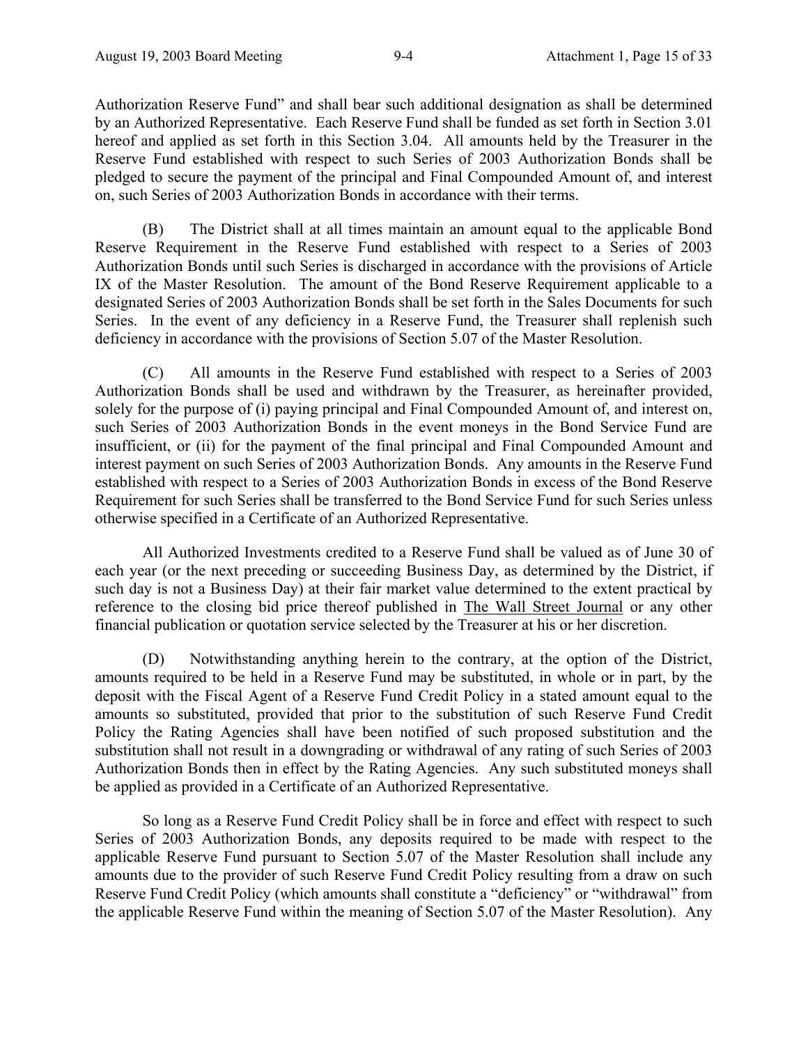Authorization Reserve Fund" and shall bear such additional designation as shall be determined by an Authorized Representative. Each Reserve Fund shall be funded as set forth in Section 3.01 hereof and applied as set forth in this Section 3.04. All amounts held by the Treasurer in the Reserve Fund established with respect to such Series of 2003 Authorization Bonds shall be pledged to secure the payment of the principal and Final Compounded Amount of, and interest on, such Series of 2003 Authorization Bonds in accordance with their terms.

(B) The District shall at all times maintain an amount equal to the applicable Bond Reserve Requirement in the Reserve Fund established with respect to a Series of 2003 Authorization Bonds until such Series is discharged in accordance with the provisions of Article IX of the Master Resolution. The amount of the Bond Reserve Requirement applicable to a designated Series of 2003 Authorization Bonds shall be set forth in the Sales Documents for such Series. In the event of any deficiency in a Reserve Fund, the Treasurer shall replenish such deficiency in accordance with the provisions of Section 5.07 of the Master Resolution.

(C) All amounts in the Reserve Fund established with respect to a Series of 2003 Authorization Bonds shall be used and withdrawn by the Treasurer, as hereinafter provided, solely for the purpose of (i) paying principal and Final Compounded Amount of, and interest on, such Series of 2003 Authorization Bonds in the event moneys in the Bond Service Fund are insufficient, or (ii) for the payment of the final principal and Final Compounded Amount and interest payment on such Series of 2003 Authorization Bonds. Any amounts in the Reserve Fund established with respect to a Series of 2003 Authorization Bonds in excess of the Bond Reserve Requirement for such Series shall be transferred to the Bond Service Fund for such Series unless otherwise specified in a Certificate of an Authorized Representative.

All Authorized Investments credited to a Reserve Fund shall be valued as of June 30 of each year (or the next preceding or succeeding Business Day, as determined by the District, if such day is not a Business Day) at their fair market value determined to the extent practical by reference to the closing bid price thereof published in The Wall Street Journal or any other financial publication or quotation service selected by the Treasurer at his or her discretion.

(D) Notwithstanding anything herein to the contrary, at the option of the District, amounts required to be held in a Reserve Fund may be substituted, in whole or in part, by the deposit with the Fiscal Agent of a Reserve Fund Credit Policy in a stated amount equal to the amounts so substituted, provided that prior to the substitution of such Reserve Fund Credit Policy the Rating Agencies shall have been notified of such proposed substitution and the substitution shall not result in a downgrading or withdrawal of any rating of such Series of 2003 Authorization Bonds then in effect by the Rating Agencies. Any such substituted moneys shall be applied as provided in a Certificate of an Authorized Representative.

So long as a Reserve Fund Credit Policy shall be in force and effect with respect to such Series of 2003 Authorization Bonds, any deposits required to be made with respect to the applicable Reserve Fund pursuant to Section 5.07 of the Master Resolution shall include any amounts due to the provider of such Reserve Fund Credit Policy resulting from a draw on such Reserve Fund Credit Policy (which amounts shall constitute a "deficiency" or "withdrawal" from the applicable Reserve Fund within the meaning of Section 5.07 of the Master Resolution). Any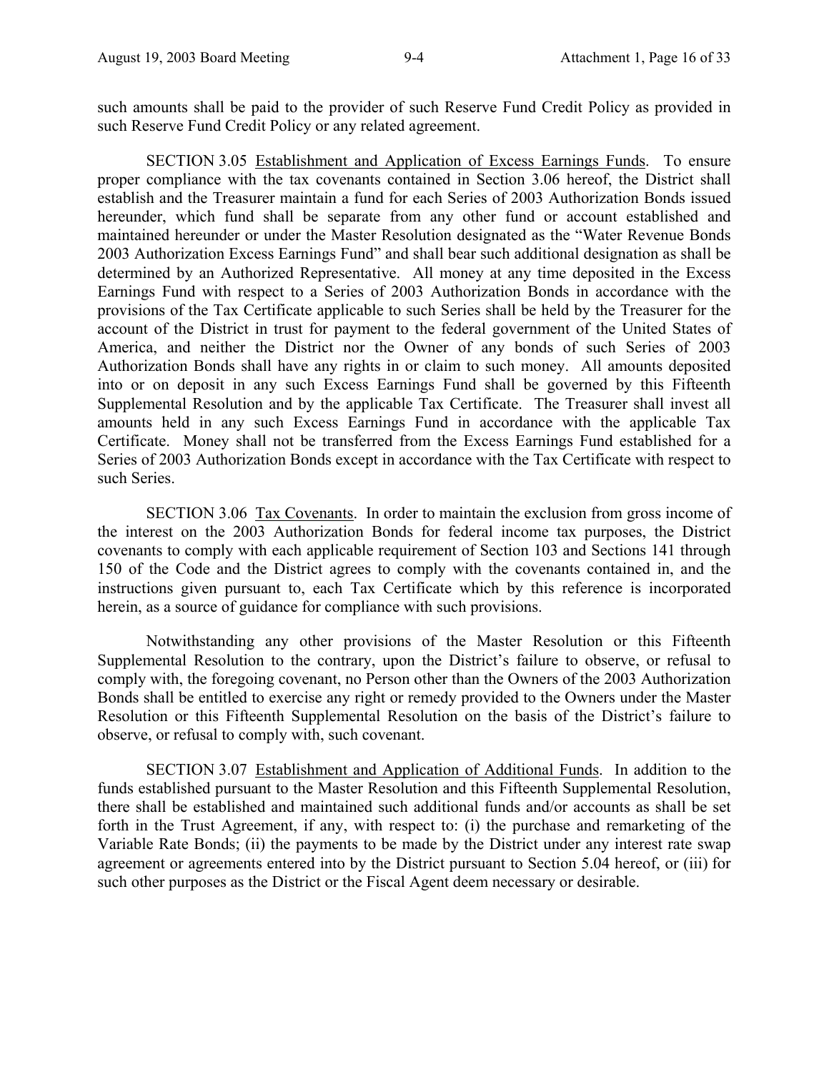such amounts shall be paid to the provider of such Reserve Fund Credit Policy as provided in such Reserve Fund Credit Policy or any related agreement.

SECTION 3.05 Establishment and Application of Excess Earnings Funds. To ensure proper compliance with the tax covenants contained in Section 3.06 hereof, the District shall establish and the Treasurer maintain a fund for each Series of 2003 Authorization Bonds issued hereunder, which fund shall be separate from any other fund or account established and maintained hereunder or under the Master Resolution designated as the "Water Revenue Bonds 2003 Authorization Excess Earnings Fund" and shall bear such additional designation as shall be determined by an Authorized Representative. All money at any time deposited in the Excess Earnings Fund with respect to a Series of 2003 Authorization Bonds in accordance with the provisions of the Tax Certificate applicable to such Series shall be held by the Treasurer for the account of the District in trust for payment to the federal government of the United States of America, and neither the District nor the Owner of any bonds of such Series of 2003 Authorization Bonds shall have any rights in or claim to such money. All amounts deposited into or on deposit in any such Excess Earnings Fund shall be governed by this Fifteenth Supplemental Resolution and by the applicable Tax Certificate. The Treasurer shall invest all amounts held in any such Excess Earnings Fund in accordance with the applicable Tax Certificate. Money shall not be transferred from the Excess Earnings Fund established for a Series of 2003 Authorization Bonds except in accordance with the Tax Certificate with respect to such Series.

SECTION 3.06 Tax Covenants. In order to maintain the exclusion from gross income of the interest on the 2003 Authorization Bonds for federal income tax purposes, the District covenants to comply with each applicable requirement of Section 103 and Sections 141 through 150 of the Code and the District agrees to comply with the covenants contained in, and the instructions given pursuant to, each Tax Certificate which by this reference is incorporated herein, as a source of guidance for compliance with such provisions.

Notwithstanding any other provisions of the Master Resolution or this Fifteenth Supplemental Resolution to the contrary, upon the District's failure to observe, or refusal to comply with, the foregoing covenant, no Person other than the Owners of the 2003 Authorization Bonds shall be entitled to exercise any right or remedy provided to the Owners under the Master Resolution or this Fifteenth Supplemental Resolution on the basis of the District's failure to observe, or refusal to comply with, such covenant.

SECTION 3.07 Establishment and Application of Additional Funds. In addition to the funds established pursuant to the Master Resolution and this Fifteenth Supplemental Resolution, there shall be established and maintained such additional funds and/or accounts as shall be set forth in the Trust Agreement, if any, with respect to: (i) the purchase and remarketing of the Variable Rate Bonds; (ii) the payments to be made by the District under any interest rate swap agreement or agreements entered into by the District pursuant to Section 5.04 hereof, or (iii) for such other purposes as the District or the Fiscal Agent deem necessary or desirable.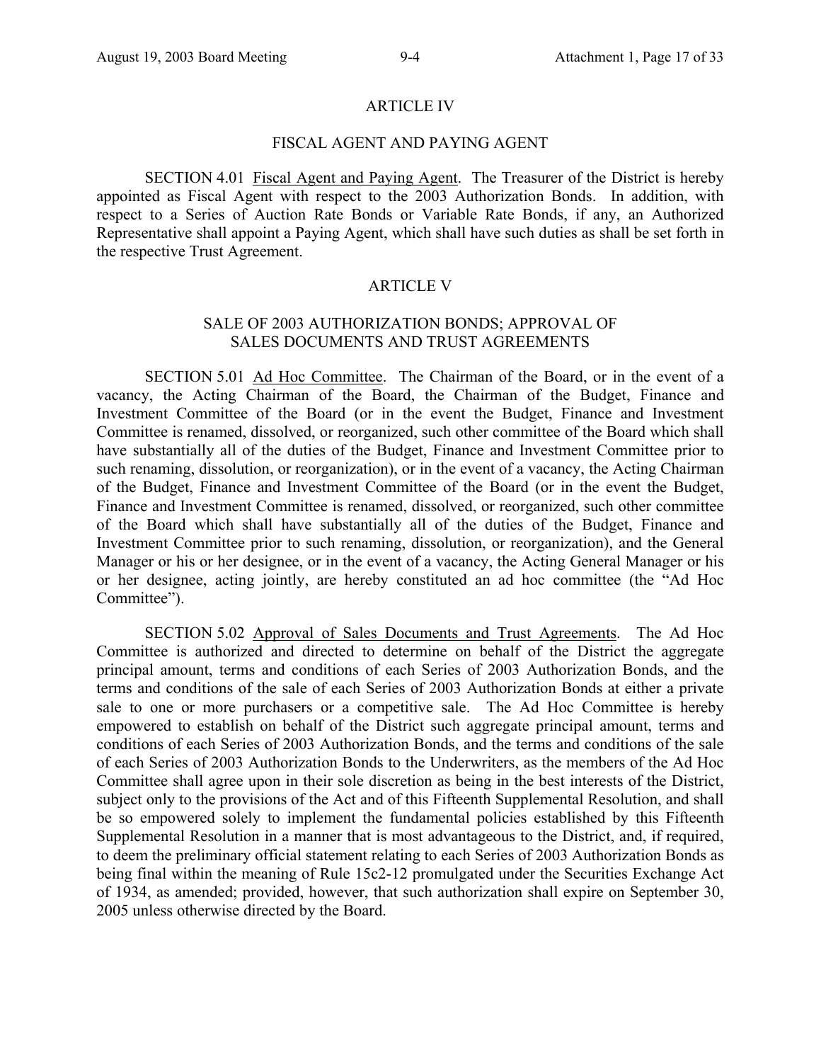## ARTICLE IV

## FISCAL AGENT AND PAYING AGENT

SECTION 4.01 Fiscal Agent and Paying Agent. The Treasurer of the District is hereby appointed as Fiscal Agent with respect to the 2003 Authorization Bonds. In addition, with respect to a Series of Auction Rate Bonds or Variable Rate Bonds, if any, an Authorized Representative shall appoint a Paying Agent, which shall have such duties as shall be set forth in the respective Trust Agreement.

## ARTICLE V

## SALE OF 2003 AUTHORIZATION BONDS; APPROVAL OF SALES DOCUMENTS AND TRUST AGREEMENTS

SECTION 5.01 Ad Hoc Committee. The Chairman of the Board, or in the event of a vacancy, the Acting Chairman of the Board, the Chairman of the Budget, Finance and Investment Committee of the Board (or in the event the Budget, Finance and Investment Committee is renamed, dissolved, or reorganized, such other committee of the Board which shall have substantially all of the duties of the Budget, Finance and Investment Committee prior to such renaming, dissolution, or reorganization), or in the event of a vacancy, the Acting Chairman of the Budget, Finance and Investment Committee of the Board (or in the event the Budget, Finance and Investment Committee is renamed, dissolved, or reorganized, such other committee of the Board which shall have substantially all of the duties of the Budget, Finance and Investment Committee prior to such renaming, dissolution, or reorganization), and the General Manager or his or her designee, or in the event of a vacancy, the Acting General Manager or his or her designee, acting jointly, are hereby constituted an ad hoc committee (the "Ad Hoc Committee").

SECTION 5.02 Approval of Sales Documents and Trust Agreements. The Ad Hoc Committee is authorized and directed to determine on behalf of the District the aggregate principal amount, terms and conditions of each Series of 2003 Authorization Bonds, and the terms and conditions of the sale of each Series of 2003 Authorization Bonds at either a private sale to one or more purchasers or a competitive sale. The Ad Hoc Committee is hereby empowered to establish on behalf of the District such aggregate principal amount, terms and conditions of each Series of 2003 Authorization Bonds, and the terms and conditions of the sale of each Series of 2003 Authorization Bonds to the Underwriters, as the members of the Ad Hoc Committee shall agree upon in their sole discretion as being in the best interests of the District, subject only to the provisions of the Act and of this Fifteenth Supplemental Resolution, and shall be so empowered solely to implement the fundamental policies established by this Fifteenth Supplemental Resolution in a manner that is most advantageous to the District, and, if required, to deem the preliminary official statement relating to each Series of 2003 Authorization Bonds as being final within the meaning of Rule 15c2-12 promulgated under the Securities Exchange Act of 1934, as amended; provided, however, that such authorization shall expire on September 30, 2005 unless otherwise directed by the Board.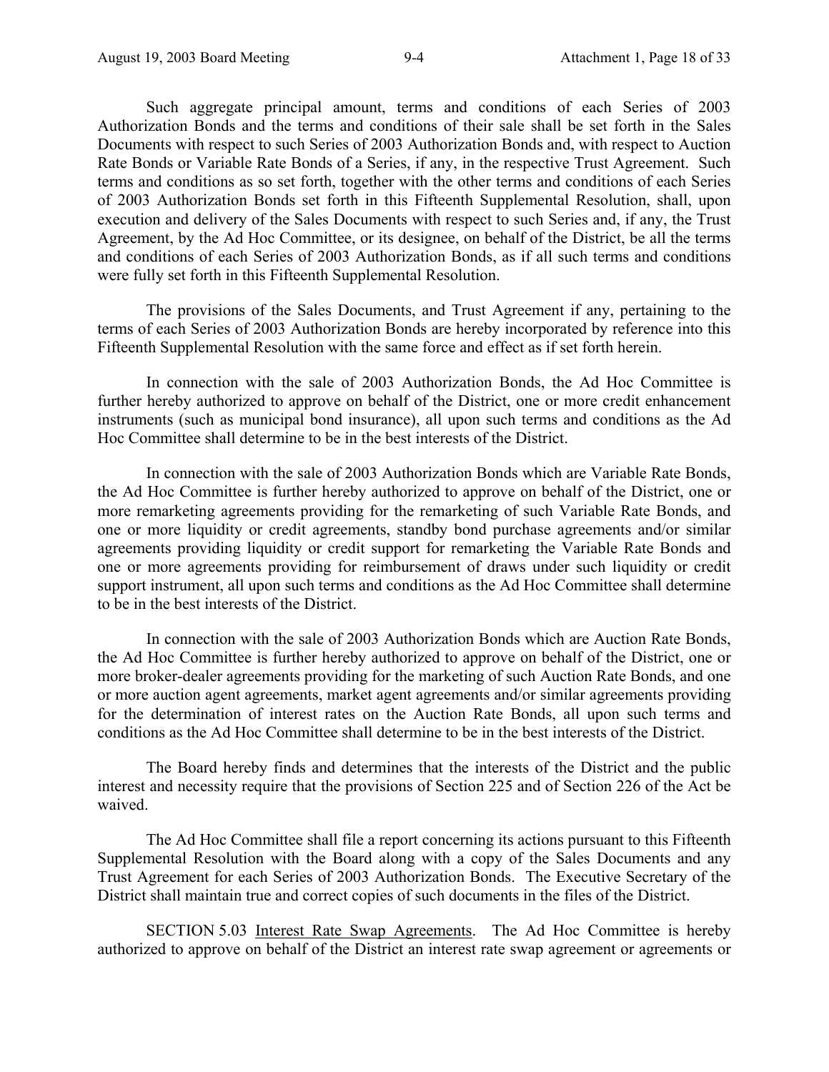Such aggregate principal amount, terms and conditions of each Series of 2003 Authorization Bonds and the terms and conditions of their sale shall be set forth in the Sales Documents with respect to such Series of 2003 Authorization Bonds and, with respect to Auction Rate Bonds or Variable Rate Bonds of a Series, if any, in the respective Trust Agreement. Such terms and conditions as so set forth, together with the other terms and conditions of each Series of 2003 Authorization Bonds set forth in this Fifteenth Supplemental Resolution, shall, upon execution and delivery of the Sales Documents with respect to such Series and, if any, the Trust Agreement, by the Ad Hoc Committee, or its designee, on behalf of the District, be all the terms and conditions of each Series of 2003 Authorization Bonds, as if all such terms and conditions were fully set forth in this Fifteenth Supplemental Resolution.

The provisions of the Sales Documents, and Trust Agreement if any, pertaining to the terms of each Series of 2003 Authorization Bonds are hereby incorporated by reference into this Fifteenth Supplemental Resolution with the same force and effect as if set forth herein.

In connection with the sale of 2003 Authorization Bonds, the Ad Hoc Committee is further hereby authorized to approve on behalf of the District, one or more credit enhancement instruments (such as municipal bond insurance), all upon such terms and conditions as the Ad Hoc Committee shall determine to be in the best interests of the District.

In connection with the sale of 2003 Authorization Bonds which are Variable Rate Bonds, the Ad Hoc Committee is further hereby authorized to approve on behalf of the District, one or more remarketing agreements providing for the remarketing of such Variable Rate Bonds, and one or more liquidity or credit agreements, standby bond purchase agreements and/or similar agreements providing liquidity or credit support for remarketing the Variable Rate Bonds and one or more agreements providing for reimbursement of draws under such liquidity or credit support instrument, all upon such terms and conditions as the Ad Hoc Committee shall determine to be in the best interests of the District.

In connection with the sale of 2003 Authorization Bonds which are Auction Rate Bonds, the Ad Hoc Committee is further hereby authorized to approve on behalf of the District, one or more broker-dealer agreements providing for the marketing of such Auction Rate Bonds, and one or more auction agent agreements, market agent agreements and/or similar agreements providing for the determination of interest rates on the Auction Rate Bonds, all upon such terms and conditions as the Ad Hoc Committee shall determine to be in the best interests of the District.

The Board hereby finds and determines that the interests of the District and the public interest and necessity require that the provisions of Section 225 and of Section 226 of the Act be waived.

The Ad Hoc Committee shall file a report concerning its actions pursuant to this Fifteenth Supplemental Resolution with the Board along with a copy of the Sales Documents and any Trust Agreement for each Series of 2003 Authorization Bonds. The Executive Secretary of the District shall maintain true and correct copies of such documents in the files of the District.

SECTION 5.03 Interest Rate Swap Agreements. The Ad Hoc Committee is hereby authorized to approve on behalf of the District an interest rate swap agreement or agreements or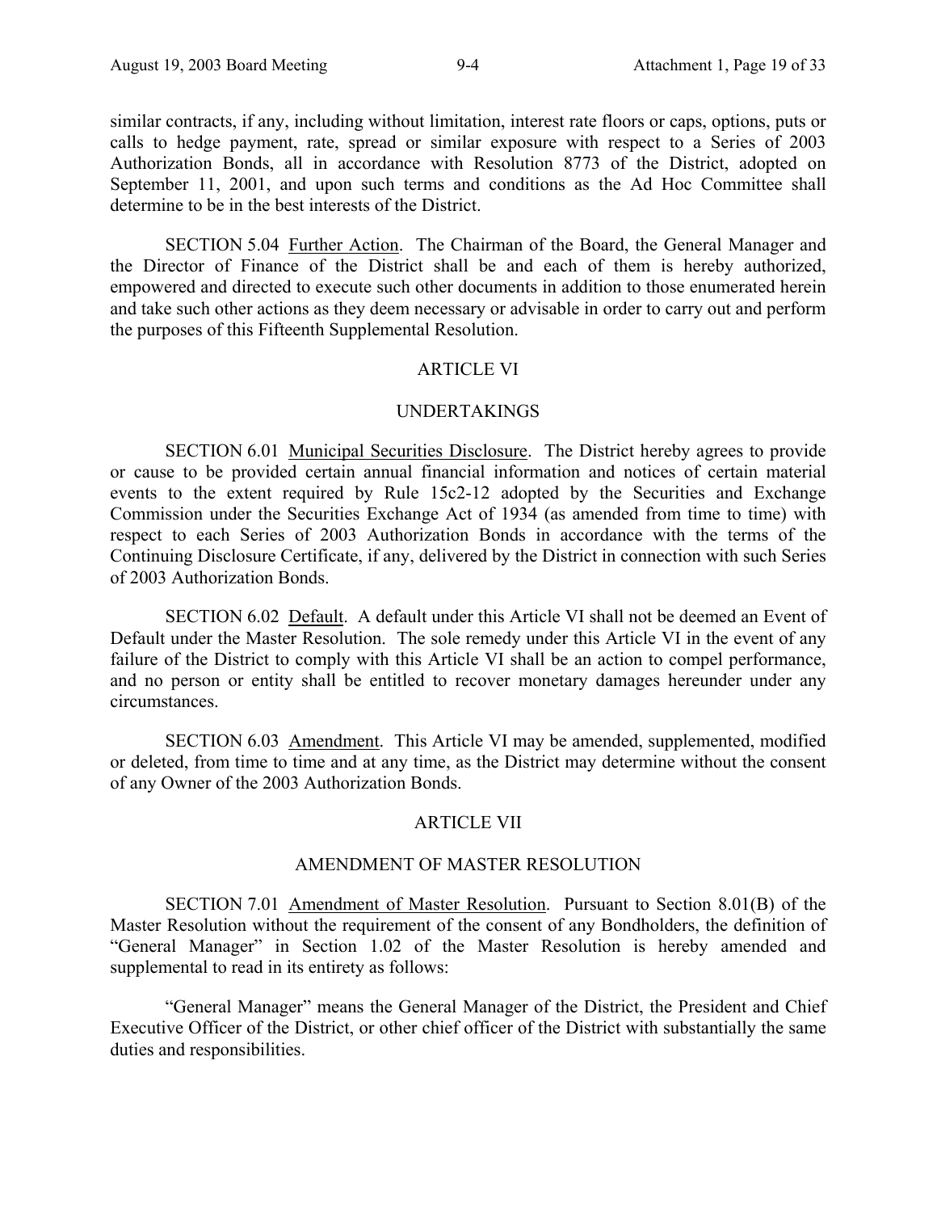similar contracts, if any, including without limitation, interest rate floors or caps, options, puts or calls to hedge payment, rate, spread or similar exposure with respect to a Series of 2003 Authorization Bonds, all in accordance with Resolution 8773 of the District, adopted on September 11, 2001, and upon such terms and conditions as the Ad Hoc Committee shall determine to be in the best interests of the District.

SECTION 5.04 Further Action. The Chairman of the Board, the General Manager and the Director of Finance of the District shall be and each of them is hereby authorized, empowered and directed to execute such other documents in addition to those enumerated herein and take such other actions as they deem necessary or advisable in order to carry out and perform the purposes of this Fifteenth Supplemental Resolution.

## ARTICLE VI

## UNDERTAKINGS

SECTION 6.01 Municipal Securities Disclosure. The District hereby agrees to provide or cause to be provided certain annual financial information and notices of certain material events to the extent required by Rule 15c2-12 adopted by the Securities and Exchange Commission under the Securities Exchange Act of 1934 (as amended from time to time) with respect to each Series of 2003 Authorization Bonds in accordance with the terms of the Continuing Disclosure Certificate, if any, delivered by the District in connection with such Series of 2003 Authorization Bonds.

SECTION 6.02 Default. A default under this Article VI shall not be deemed an Event of Default under the Master Resolution. The sole remedy under this Article VI in the event of any failure of the District to comply with this Article VI shall be an action to compel performance, and no person or entity shall be entitled to recover monetary damages hereunder under any circumstances.

SECTION 6.03 Amendment. This Article VI may be amended, supplemented, modified or deleted, from time to time and at any time, as the District may determine without the consent of any Owner of the 2003 Authorization Bonds.

## ARTICLE VII

## AMENDMENT OF MASTER RESOLUTION

SECTION 7.01 Amendment of Master Resolution. Pursuant to Section 8.01(B) of the Master Resolution without the requirement of the consent of any Bondholders, the definition of "General Manager" in Section 1.02 of the Master Resolution is hereby amended and supplemental to read in its entirety as follows:

"General Manager" means the General Manager of the District, the President and Chief Executive Officer of the District, or other chief officer of the District with substantially the same duties and responsibilities.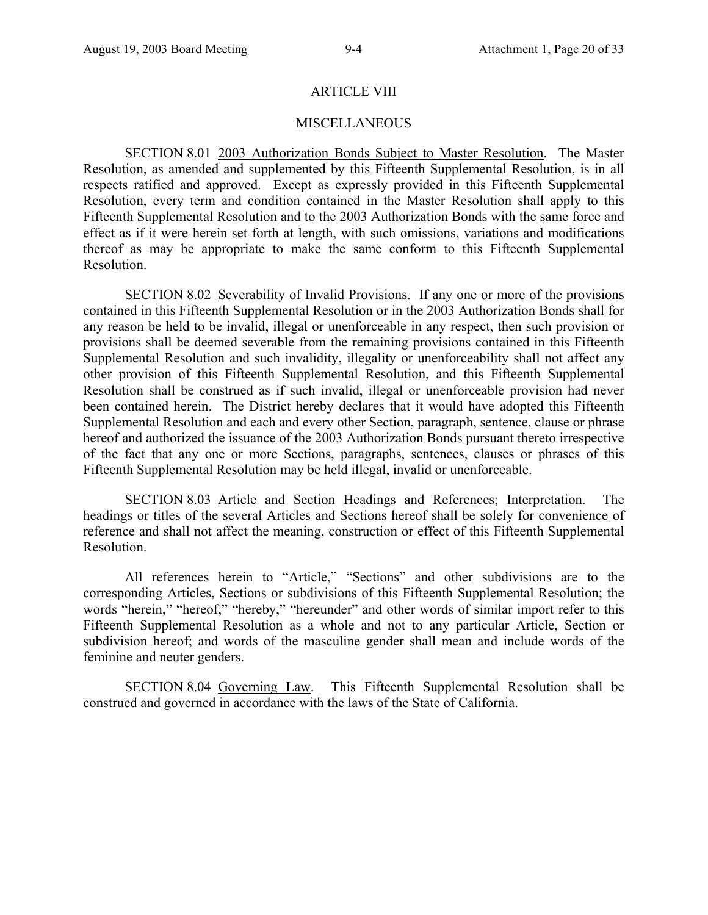## ARTICLE VIII

## MISCELLANEOUS

SECTION 8.01 2003 Authorization Bonds Subject to Master Resolution. The Master Resolution, as amended and supplemented by this Fifteenth Supplemental Resolution, is in all respects ratified and approved. Except as expressly provided in this Fifteenth Supplemental Resolution, every term and condition contained in the Master Resolution shall apply to this Fifteenth Supplemental Resolution and to the 2003 Authorization Bonds with the same force and effect as if it were herein set forth at length, with such omissions, variations and modifications thereof as may be appropriate to make the same conform to this Fifteenth Supplemental Resolution.

SECTION 8.02 Severability of Invalid Provisions. If any one or more of the provisions contained in this Fifteenth Supplemental Resolution or in the 2003 Authorization Bonds shall for any reason be held to be invalid, illegal or unenforceable in any respect, then such provision or provisions shall be deemed severable from the remaining provisions contained in this Fifteenth Supplemental Resolution and such invalidity, illegality or unenforceability shall not affect any other provision of this Fifteenth Supplemental Resolution, and this Fifteenth Supplemental Resolution shall be construed as if such invalid, illegal or unenforceable provision had never been contained herein. The District hereby declares that it would have adopted this Fifteenth Supplemental Resolution and each and every other Section, paragraph, sentence, clause or phrase hereof and authorized the issuance of the 2003 Authorization Bonds pursuant thereto irrespective of the fact that any one or more Sections, paragraphs, sentences, clauses or phrases of this Fifteenth Supplemental Resolution may be held illegal, invalid or unenforceable.

SECTION 8.03 Article and Section Headings and References; Interpretation. The headings or titles of the several Articles and Sections hereof shall be solely for convenience of reference and shall not affect the meaning, construction or effect of this Fifteenth Supplemental Resolution.

All references herein to "Article," "Sections" and other subdivisions are to the corresponding Articles, Sections or subdivisions of this Fifteenth Supplemental Resolution; the words "herein," "hereof," "hereby," "hereunder" and other words of similar import refer to this Fifteenth Supplemental Resolution as a whole and not to any particular Article, Section or subdivision hereof; and words of the masculine gender shall mean and include words of the feminine and neuter genders.

SECTION 8.04 Governing Law. This Fifteenth Supplemental Resolution shall be construed and governed in accordance with the laws of the State of California.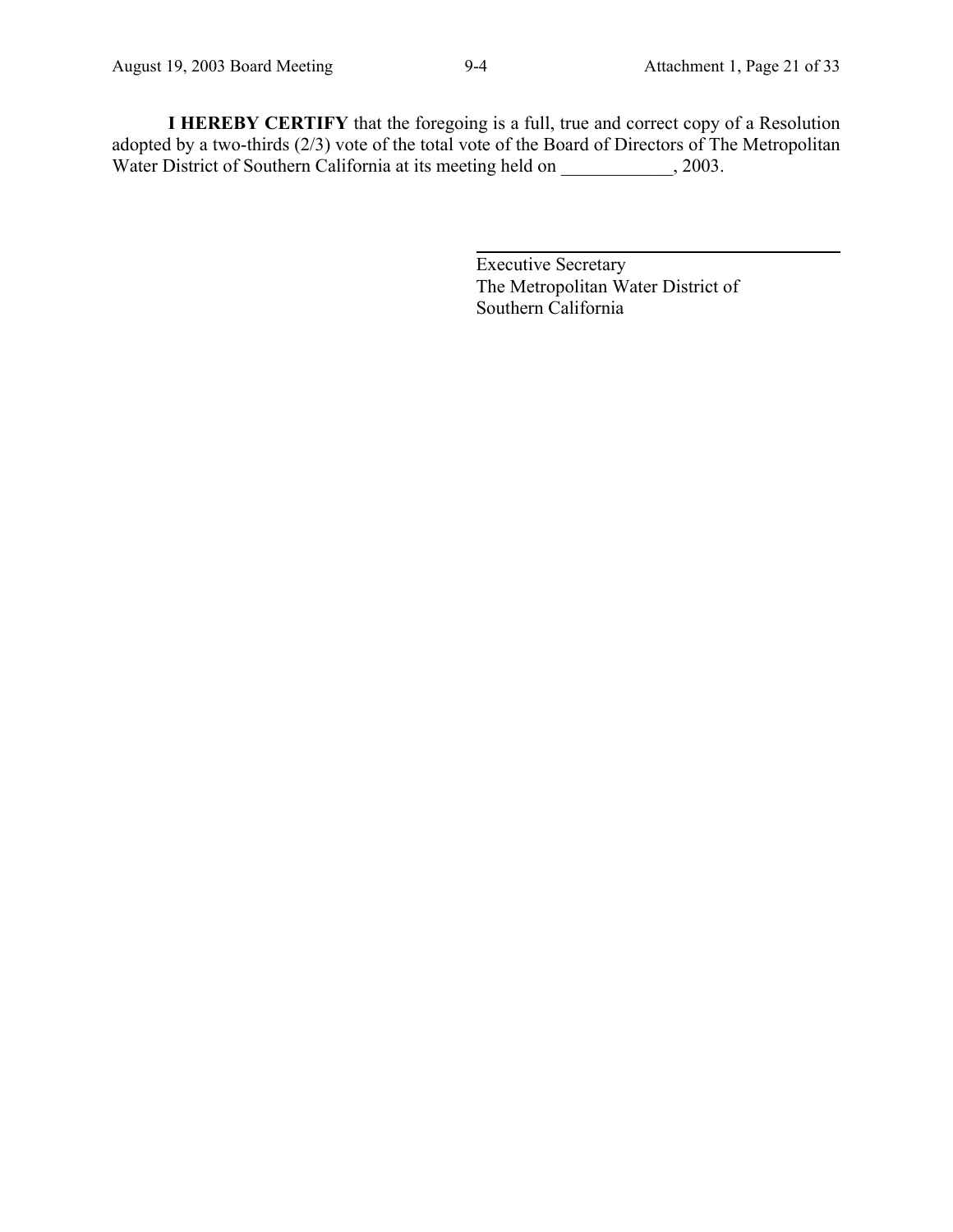**I HEREBY CERTIFY** that the foregoing is a full, true and correct copy of a Resolution adopted by a two-thirds (2/3) vote of the total vote of the Board of Directors of The Metropolitan Water District of Southern California at its meeting held on ____________, 2003.

_______________________________________

Executive Secretary
The Metropolitan Water District of
Southern California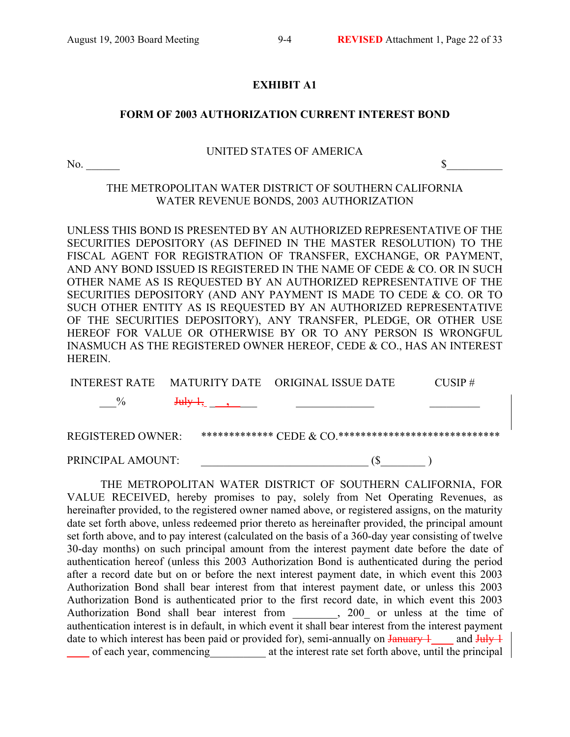# EXHIBIT A1

## FORM OF 2003 AUTHORIZATION CURRENT INTEREST BOND

UNITED STATES OF AMERICA

No. ______ $__________

THE METROPOLITAN WATER DISTRICT OF SOUTHERN CALIFORNIA
WATER REVENUE BONDS, 2003 AUTHORIZATION

UNLESS THIS BOND IS PRESENTED BY AN AUTHORIZED REPRESENTATIVE OF THE SECURITIES DEPOSITORY (AS DEFINED IN THE MASTER RESOLUTION) TO THE FISCAL AGENT FOR REGISTRATION OF TRANSFER, EXCHANGE, OR PAYMENT, AND ANY BOND ISSUED IS REGISTERED IN THE NAME OF CEDE & CO. OR IN SUCH OTHER NAME AS IS REQUESTED BY AN AUTHORIZED REPRESENTATIVE OF THE SECURITIES DEPOSITORY (AND ANY PAYMENT IS MADE TO CEDE & CO. OR TO SUCH OTHER ENTITY AS IS REQUESTED BY AN AUTHORIZED REPRESENTATIVE OF THE SECURITIES DEPOSITORY), ANY TRANSFER, PLEDGE, OR OTHER USE HEREOF FOR VALUE OR OTHERWISE BY OR TO ANY PERSON IS WRONGFUL INASMUCH AS THE REGISTERED OWNER HEREOF, CEDE & CO., HAS AN INTEREST HEREIN.

| INTEREST RATE | MATURITY DATE | ORIGINAL ISSUE DATE | CUSIP # |
|---|---|---|---|
| ___% | ~~July 1,~~ ___, ____ | ______________ | _________ |

REGISTERED OWNER: ************* CEDE & CO.*****************************

PRINCIPAL AMOUNT: _____________________________ ($________ )

THE METROPOLITAN WATER DISTRICT OF SOUTHERN CALIFORNIA, FOR VALUE RECEIVED, hereby promises to pay, solely from Net Operating Revenues, as hereinafter provided, to the registered owner named above, or registered assigns, on the maturity date set forth above, unless redeemed prior thereto as hereinafter provided, the principal amount set forth above, and to pay interest (calculated on the basis of a 360-day year consisting of twelve 30-day months) on such principal amount from the interest payment date before the date of authentication hereof (unless this 2003 Authorization Bond is authenticated during the period after a record date but on or before the next interest payment date, in which event this 2003 Authorization Bond shall bear interest from that interest payment date, or unless this 2003 Authorization Bond is authenticated prior to the first record date, in which event this 2003 Authorization Bond shall bear interest from ________, 200_ or unless at the time of authentication interest is in default, in which event it shall bear interest from the interest payment date to which interest has been paid or provided for), semi-annually on ~~January 1~~ ____ and ~~July 1~~ ____ of each year, commencing__________ at the interest rate set forth above, until the principal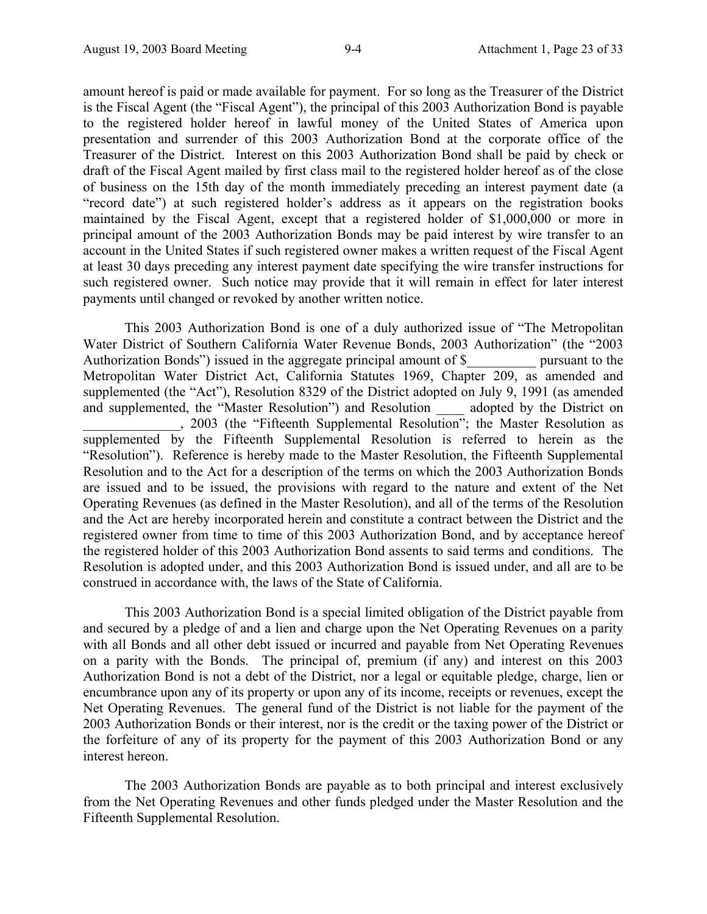amount hereof is paid or made available for payment. For so long as the Treasurer of the District is the Fiscal Agent (the "Fiscal Agent"), the principal of this 2003 Authorization Bond is payable to the registered holder hereof in lawful money of the United States of America upon presentation and surrender of this 2003 Authorization Bond at the corporate office of the Treasurer of the District. Interest on this 2003 Authorization Bond shall be paid by check or draft of the Fiscal Agent mailed by first class mail to the registered holder hereof as of the close of business on the 15th day of the month immediately preceding an interest payment date (a "record date") at such registered holder's address as it appears on the registration books maintained by the Fiscal Agent, except that a registered holder of $1,000,000 or more in principal amount of the 2003 Authorization Bonds may be paid interest by wire transfer to an account in the United States if such registered owner makes a written request of the Fiscal Agent at least 30 days preceding any interest payment date specifying the wire transfer instructions for such registered owner. Such notice may provide that it will remain in effect for later interest payments until changed or revoked by another written notice.

This 2003 Authorization Bond is one of a duly authorized issue of "The Metropolitan Water District of Southern California Water Revenue Bonds, 2003 Authorization" (the "2003 Authorization Bonds") issued in the aggregate principal amount of $__________ pursuant to the Metropolitan Water District Act, California Statutes 1969, Chapter 209, as amended and supplemented (the "Act"), Resolution 8329 of the District adopted on July 9, 1991 (as amended and supplemented, the "Master Resolution") and Resolution ____ adopted by the District on ______________, 2003 (the "Fifteenth Supplemental Resolution"; the Master Resolution as supplemented by the Fifteenth Supplemental Resolution is referred to herein as the "Resolution"). Reference is hereby made to the Master Resolution, the Fifteenth Supplemental Resolution and to the Act for a description of the terms on which the 2003 Authorization Bonds are issued and to be issued, the provisions with regard to the nature and extent of the Net Operating Revenues (as defined in the Master Resolution), and all of the terms of the Resolution and the Act are hereby incorporated herein and constitute a contract between the District and the registered owner from time to time of this 2003 Authorization Bond, and by acceptance hereof the registered holder of this 2003 Authorization Bond assents to said terms and conditions. The Resolution is adopted under, and this 2003 Authorization Bond is issued under, and all are to be construed in accordance with, the laws of the State of California.

This 2003 Authorization Bond is a special limited obligation of the District payable from and secured by a pledge of and a lien and charge upon the Net Operating Revenues on a parity with all Bonds and all other debt issued or incurred and payable from Net Operating Revenues on a parity with the Bonds. The principal of, premium (if any) and interest on this 2003 Authorization Bond is not a debt of the District, nor a legal or equitable pledge, charge, lien or encumbrance upon any of its property or upon any of its income, receipts or revenues, except the Net Operating Revenues. The general fund of the District is not liable for the payment of the 2003 Authorization Bonds or their interest, nor is the credit or the taxing power of the District or the forfeiture of any of its property for the payment of this 2003 Authorization Bond or any interest hereon.

The 2003 Authorization Bonds are payable as to both principal and interest exclusively from the Net Operating Revenues and other funds pledged under the Master Resolution and the Fifteenth Supplemental Resolution.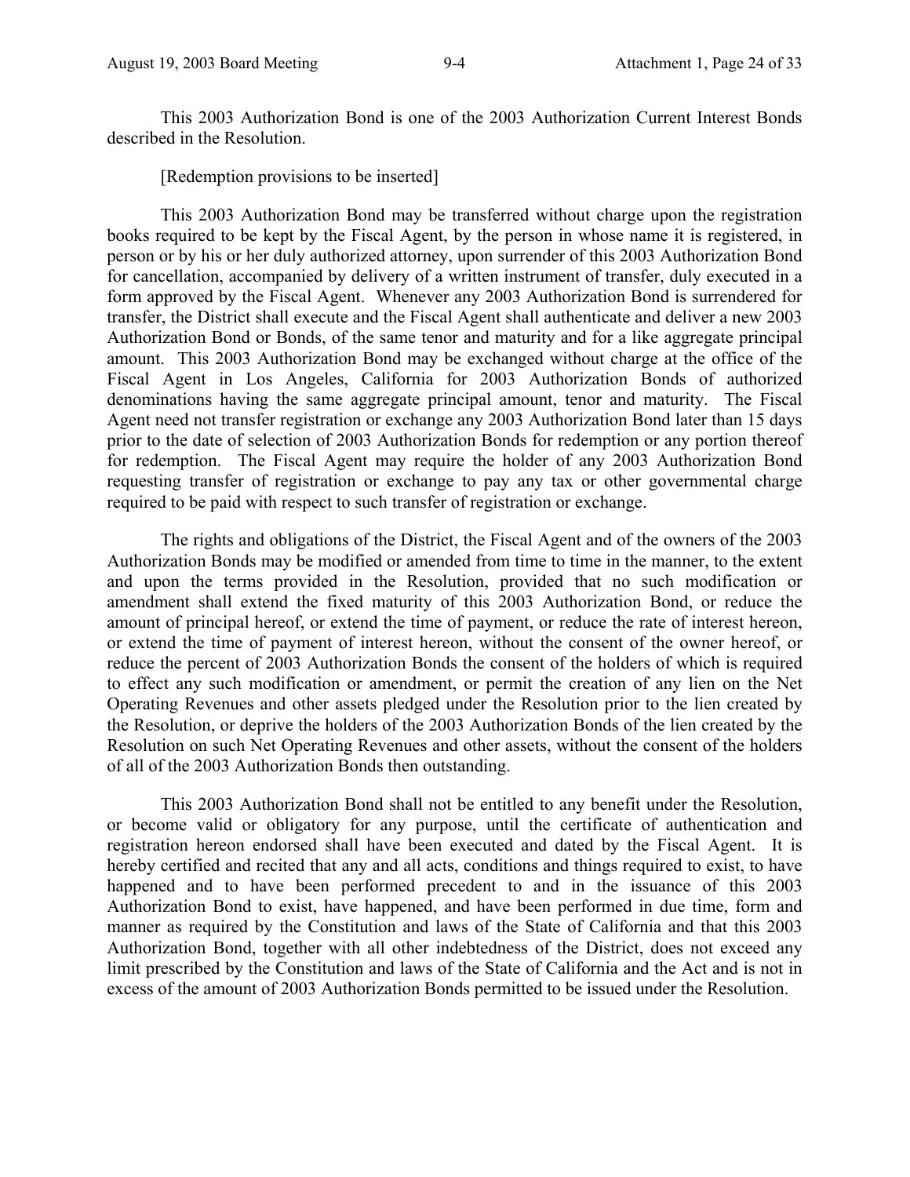This 2003 Authorization Bond is one of the 2003 Authorization Current Interest Bonds described in the Resolution.

[Redemption provisions to be inserted]

This 2003 Authorization Bond may be transferred without charge upon the registration books required to be kept by the Fiscal Agent, by the person in whose name it is registered, in person or by his or her duly authorized attorney, upon surrender of this 2003 Authorization Bond for cancellation, accompanied by delivery of a written instrument of transfer, duly executed in a form approved by the Fiscal Agent. Whenever any 2003 Authorization Bond is surrendered for transfer, the District shall execute and the Fiscal Agent shall authenticate and deliver a new 2003 Authorization Bond or Bonds, of the same tenor and maturity and for a like aggregate principal amount. This 2003 Authorization Bond may be exchanged without charge at the office of the Fiscal Agent in Los Angeles, California for 2003 Authorization Bonds of authorized denominations having the same aggregate principal amount, tenor and maturity. The Fiscal Agent need not transfer registration or exchange any 2003 Authorization Bond later than 15 days prior to the date of selection of 2003 Authorization Bonds for redemption or any portion thereof for redemption. The Fiscal Agent may require the holder of any 2003 Authorization Bond requesting transfer of registration or exchange to pay any tax or other governmental charge required to be paid with respect to such transfer of registration or exchange.

The rights and obligations of the District, the Fiscal Agent and of the owners of the 2003 Authorization Bonds may be modified or amended from time to time in the manner, to the extent and upon the terms provided in the Resolution, provided that no such modification or amendment shall extend the fixed maturity of this 2003 Authorization Bond, or reduce the amount of principal hereof, or extend the time of payment, or reduce the rate of interest hereon, or extend the time of payment of interest hereon, without the consent of the owner hereof, or reduce the percent of 2003 Authorization Bonds the consent of the holders of which is required to effect any such modification or amendment, or permit the creation of any lien on the Net Operating Revenues and other assets pledged under the Resolution prior to the lien created by the Resolution, or deprive the holders of the 2003 Authorization Bonds of the lien created by the Resolution on such Net Operating Revenues and other assets, without the consent of the holders of all of the 2003 Authorization Bonds then outstanding.

This 2003 Authorization Bond shall not be entitled to any benefit under the Resolution, or become valid or obligatory for any purpose, until the certificate of authentication and registration hereon endorsed shall have been executed and dated by the Fiscal Agent. It is hereby certified and recited that any and all acts, conditions and things required to exist, to have happened and to have been performed precedent to and in the issuance of this 2003 Authorization Bond to exist, have happened, and have been performed in due time, form and manner as required by the Constitution and laws of the State of California and that this 2003 Authorization Bond, together with all other indebtedness of the District, does not exceed any limit prescribed by the Constitution and laws of the State of California and the Act and is not in excess of the amount of 2003 Authorization Bonds permitted to be issued under the Resolution.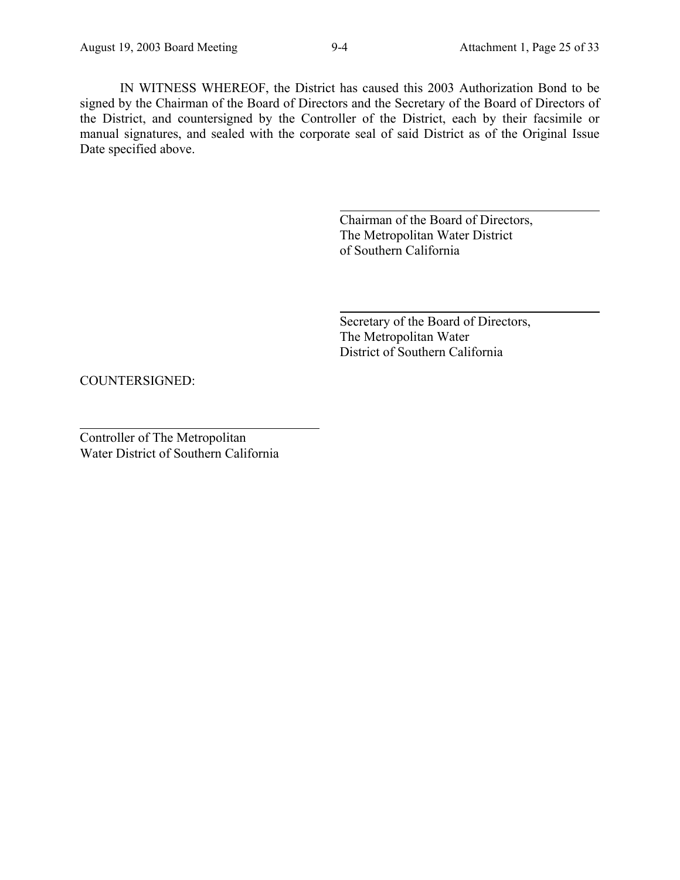IN WITNESS WHEREOF, the District has caused this 2003 Authorization Bond to be signed by the Chairman of the Board of Directors and the Secretary of the Board of Directors of the District, and countersigned by the Controller of the District, each by their facsimile or manual signatures, and sealed with the corporate seal of said District as of the Original Issue Date specified above.

\_\_\_\_\_\_\_\_\_\_\_\_\_\_\_\_\_\_\_\_\_\_\_\_\_\_\_\_\_\_\_\_\_\_\_\_\_\_

Chairman of the Board of Directors,
The Metropolitan Water District
of Southern California

\_\_\_\_\_\_\_\_\_\_\_\_\_\_\_\_\_\_\_\_\_\_\_\_\_\_\_\_\_\_\_\_\_\_\_\_\_\_

Secretary of the Board of Directors,
The Metropolitan Water
District of Southern California

COUNTERSIGNED:

\_\_\_\_\_\_\_\_\_\_\_\_\_\_\_\_\_\_\_\_\_\_\_\_\_\_\_\_\_\_\_\_\_\_\_\_\_\_

Controller of The Metropolitan
Water District of Southern California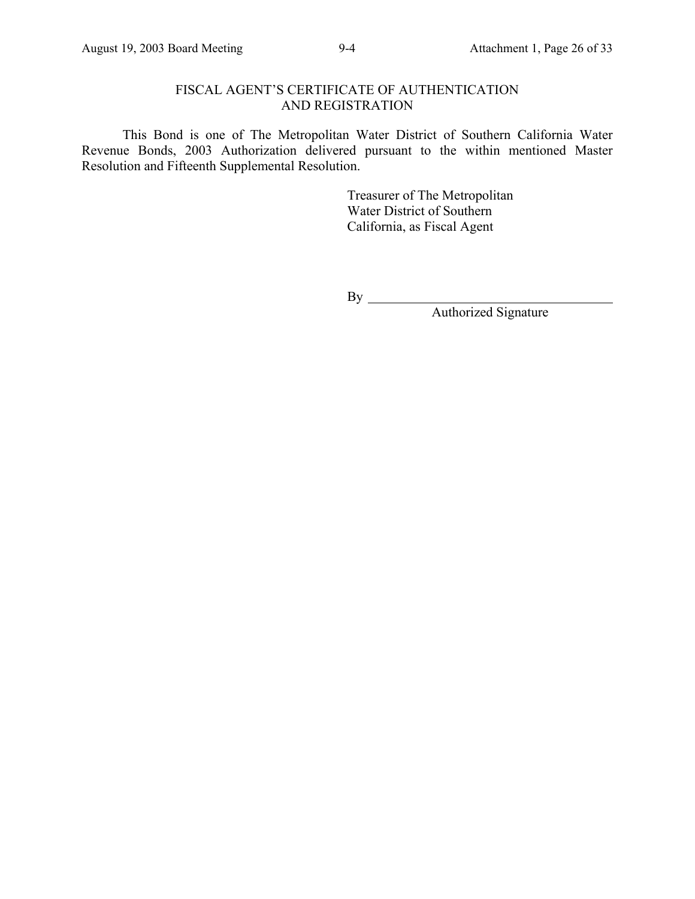## FISCAL AGENT'S CERTIFICATE OF AUTHENTICATION AND REGISTRATION

This Bond is one of The Metropolitan Water District of Southern California Water Revenue Bonds, 2003 Authorization delivered pursuant to the within mentioned Master Resolution and Fifteenth Supplemental Resolution.

Treasurer of The Metropolitan
Water District of Southern
California, as Fiscal Agent

By \_\_\_\_\_\_\_\_\_\_\_\_\_\_\_\_\_\_\_\_\_\_\_\_\_\_\_\_\_\_\_\_\_\_\_\_
Authorized Signature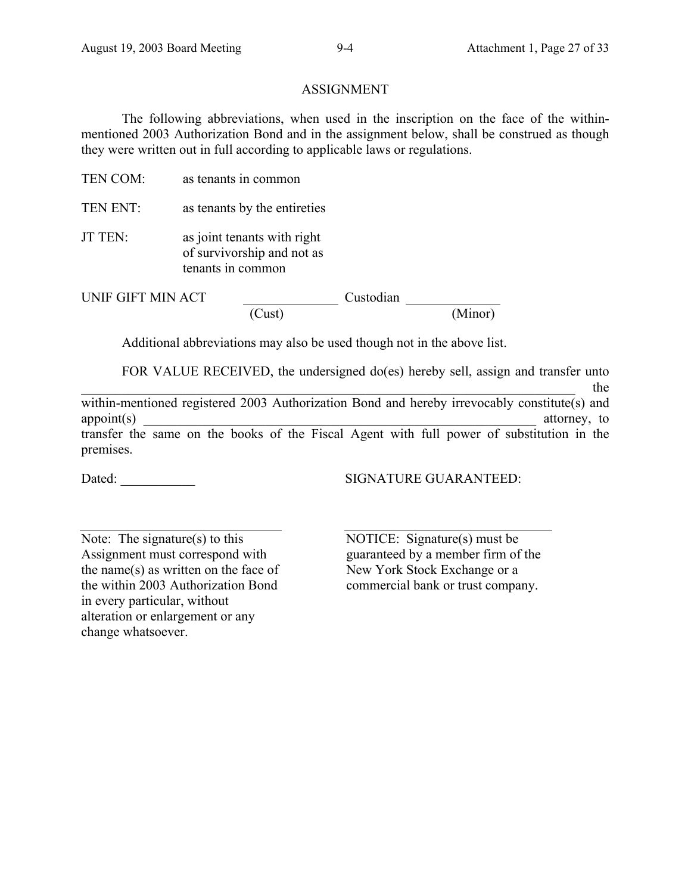## ASSIGNMENT

The following abbreviations, when used in the inscription on the face of the within-mentioned 2003 Authorization Bond and in the assignment below, shall be construed as though they were written out in full according to applicable laws or regulations.

TEN COM: as tenants in common

TEN ENT: as tenants by the entireties

JT TEN: as joint tenants with right of survivorship and not as tenants in common

UNIF GIFT MIN ACT ______________ Custodian ______________
(Cust) (Minor)

Additional abbreviations may also be used though not in the above list.

FOR VALUE RECEIVED, the undersigned do(es) hereby sell, assign and transfer unto __________________________________________________________________________ the within-mentioned registered 2003 Authorization Bond and hereby irrevocably constitute(s) and appoint(s) ____________________________________________________________ attorney, to transfer the same on the books of the Fiscal Agent with full power of substitution in the premises.

Dated: ___________

SIGNATURE GUARANTEED:

_________________________________

Note: The signature(s) to this Assignment must correspond with the name(s) as written on the face of the within 2003 Authorization Bond in every particular, without alteration or enlargement or any change whatsoever.

_________________________________

NOTICE: Signature(s) must be guaranteed by a member firm of the New York Stock Exchange or a commercial bank or trust company.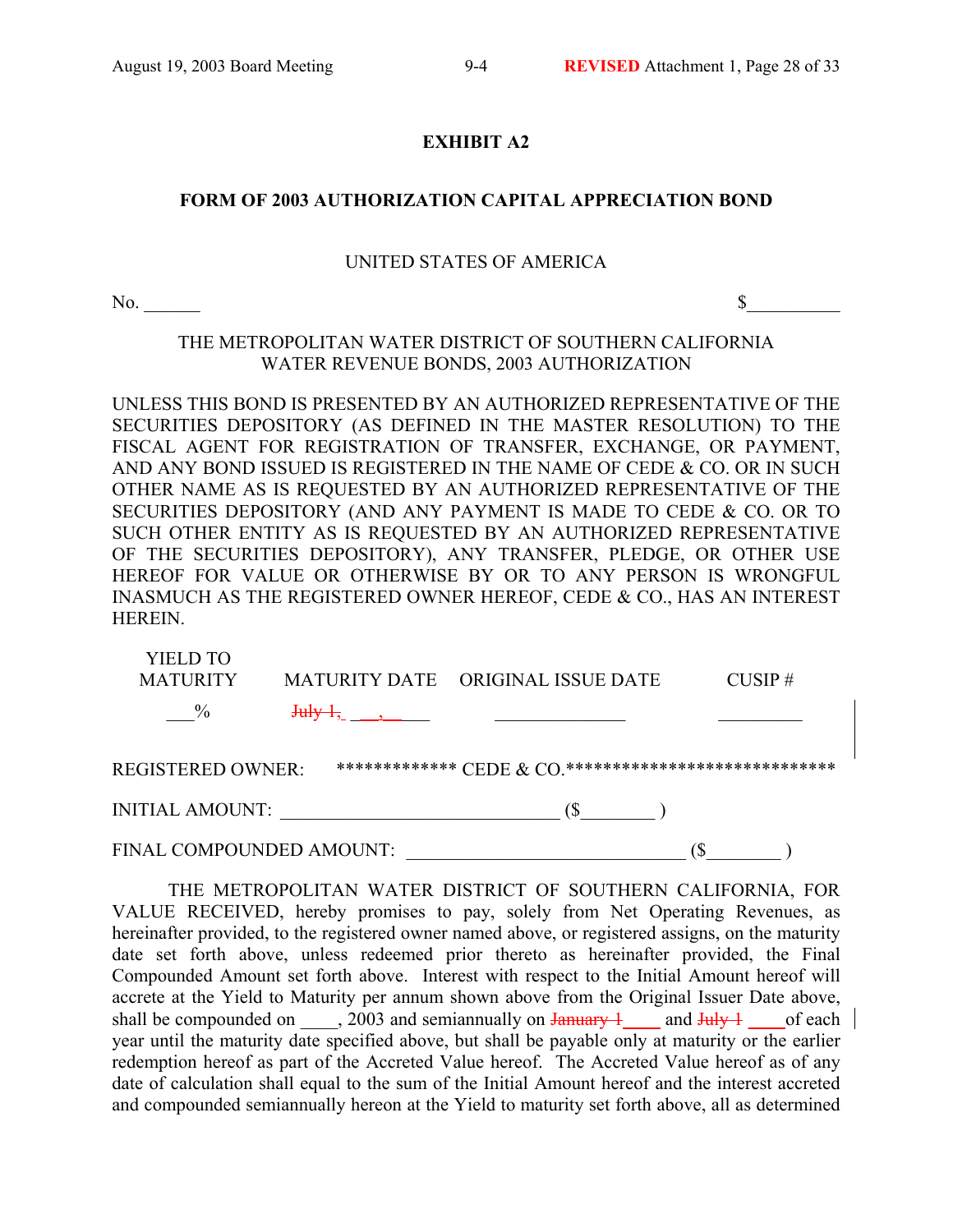## EXHIBIT A2

### FORM OF 2003 AUTHORIZATION CAPITAL APPRECIATION BOND

UNITED STATES OF AMERICA

No. ______ $__________

THE METROPOLITAN WATER DISTRICT OF SOUTHERN CALIFORNIA
WATER REVENUE BONDS, 2003 AUTHORIZATION

UNLESS THIS BOND IS PRESENTED BY AN AUTHORIZED REPRESENTATIVE OF THE SECURITIES DEPOSITORY (AS DEFINED IN THE MASTER RESOLUTION) TO THE FISCAL AGENT FOR REGISTRATION OF TRANSFER, EXCHANGE, OR PAYMENT, AND ANY BOND ISSUED IS REGISTERED IN THE NAME OF CEDE & CO. OR IN SUCH OTHER NAME AS IS REQUESTED BY AN AUTHORIZED REPRESENTATIVE OF THE SECURITIES DEPOSITORY (AND ANY PAYMENT IS MADE TO CEDE & CO. OR TO SUCH OTHER ENTITY AS IS REQUESTED BY AN AUTHORIZED REPRESENTATIVE OF THE SECURITIES DEPOSITORY), ANY TRANSFER, PLEDGE, OR OTHER USE HEREOF FOR VALUE OR OTHERWISE BY OR TO ANY PERSON IS WRONGFUL INASMUCH AS THE REGISTERED OWNER HEREOF, CEDE & CO., HAS AN INTEREST HEREIN.

| YIELD TO MATURITY | MATURITY DATE | ORIGINAL ISSUE DATE | CUSIP # |
|---|---|---|---|
| ___% | ~~July 1,~~ ___, ____ | ______________ | _________ |

REGISTERED OWNER: ************* CEDE & CO.*****************************

INITIAL AMOUNT: ______________________________ ($________ )

FINAL COMPOUNDED AMOUNT: ______________________________ ($________ )

THE METROPOLITAN WATER DISTRICT OF SOUTHERN CALIFORNIA, FOR VALUE RECEIVED, hereby promises to pay, solely from Net Operating Revenues, as hereinafter provided, to the registered owner named above, or registered assigns, on the maturity date set forth above, unless redeemed prior thereto as hereinafter provided, the Final Compounded Amount set forth above. Interest with respect to the Initial Amount hereof will accrete at the Yield to Maturity per annum shown above from the Original Issuer Date above, shall be compounded on ____, 2003 and semiannually on ~~January 1~~____ and ~~July 1~~ ____of each year until the maturity date specified above, but shall be payable only at maturity or the earlier redemption hereof as part of the Accreted Value hereof. The Accreted Value hereof as of any date of calculation shall equal to the sum of the Initial Amount hereof and the interest accreted and compounded semiannually hereon at the Yield to maturity set forth above, all as determined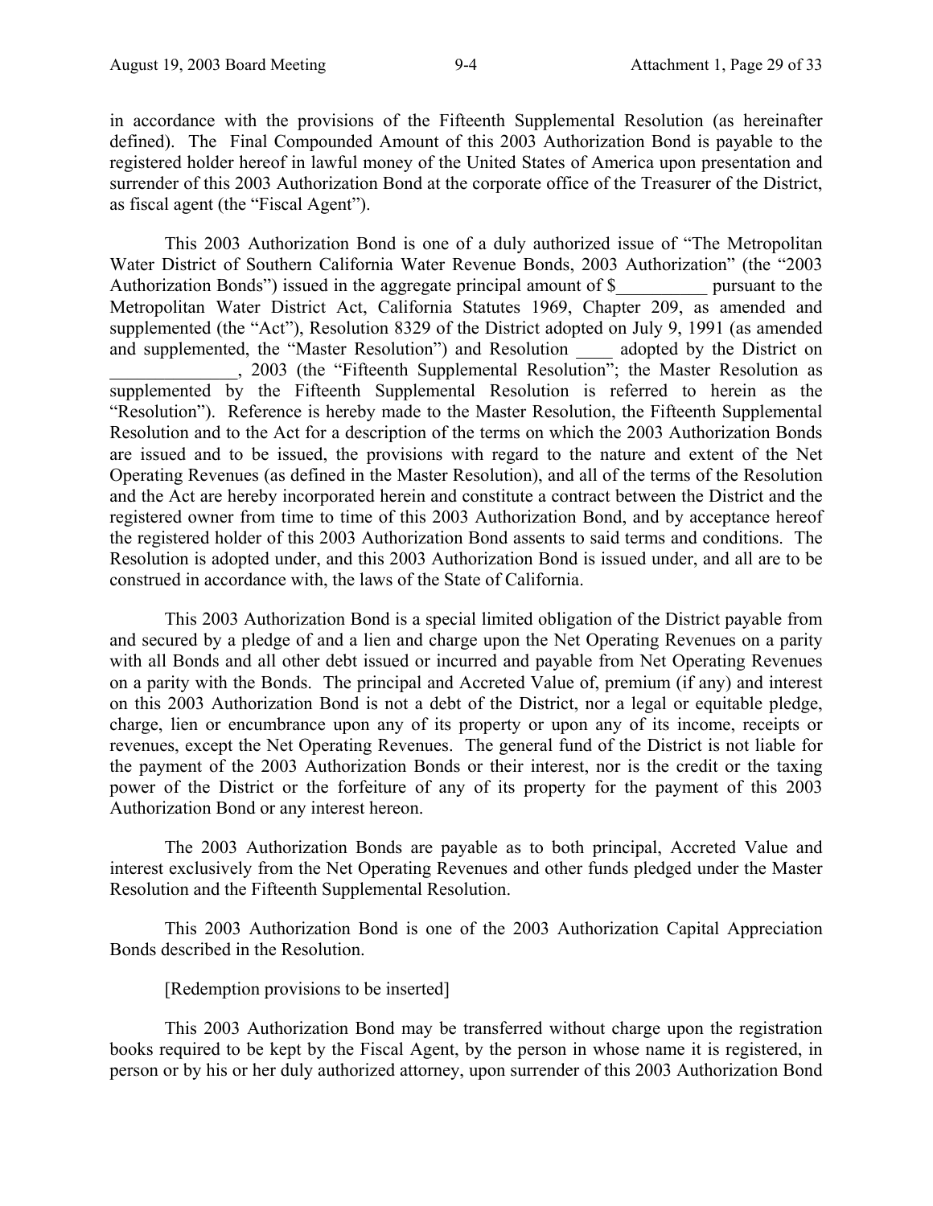in accordance with the provisions of the Fifteenth Supplemental Resolution (as hereinafter defined). The Final Compounded Amount of this 2003 Authorization Bond is payable to the registered holder hereof in lawful money of the United States of America upon presentation and surrender of this 2003 Authorization Bond at the corporate office of the Treasurer of the District, as fiscal agent (the "Fiscal Agent").

This 2003 Authorization Bond is one of a duly authorized issue of "The Metropolitan Water District of Southern California Water Revenue Bonds, 2003 Authorization" (the "2003 Authorization Bonds") issued in the aggregate principal amount of $__________ pursuant to the Metropolitan Water District Act, California Statutes 1969, Chapter 209, as amended and supplemented (the "Act"), Resolution 8329 of the District adopted on July 9, 1991 (as amended and supplemented, the "Master Resolution") and Resolution ____ adopted by the District on ______________, 2003 (the "Fifteenth Supplemental Resolution"; the Master Resolution as supplemented by the Fifteenth Supplemental Resolution is referred to herein as the "Resolution"). Reference is hereby made to the Master Resolution, the Fifteenth Supplemental Resolution and to the Act for a description of the terms on which the 2003 Authorization Bonds are issued and to be issued, the provisions with regard to the nature and extent of the Net Operating Revenues (as defined in the Master Resolution), and all of the terms of the Resolution and the Act are hereby incorporated herein and constitute a contract between the District and the registered owner from time to time of this 2003 Authorization Bond, and by acceptance hereof the registered holder of this 2003 Authorization Bond assents to said terms and conditions. The Resolution is adopted under, and this 2003 Authorization Bond is issued under, and all are to be construed in accordance with, the laws of the State of California.

This 2003 Authorization Bond is a special limited obligation of the District payable from and secured by a pledge of and a lien and charge upon the Net Operating Revenues on a parity with all Bonds and all other debt issued or incurred and payable from Net Operating Revenues on a parity with the Bonds. The principal and Accreted Value of, premium (if any) and interest on this 2003 Authorization Bond is not a debt of the District, nor a legal or equitable pledge, charge, lien or encumbrance upon any of its property or upon any of its income, receipts or revenues, except the Net Operating Revenues. The general fund of the District is not liable for the payment of the 2003 Authorization Bonds or their interest, nor is the credit or the taxing power of the District or the forfeiture of any of its property for the payment of this 2003 Authorization Bond or any interest hereon.

The 2003 Authorization Bonds are payable as to both principal, Accreted Value and interest exclusively from the Net Operating Revenues and other funds pledged under the Master Resolution and the Fifteenth Supplemental Resolution.

This 2003 Authorization Bond is one of the 2003 Authorization Capital Appreciation Bonds described in the Resolution.

[Redemption provisions to be inserted]

This 2003 Authorization Bond may be transferred without charge upon the registration books required to be kept by the Fiscal Agent, by the person in whose name it is registered, in person or by his or her duly authorized attorney, upon surrender of this 2003 Authorization Bond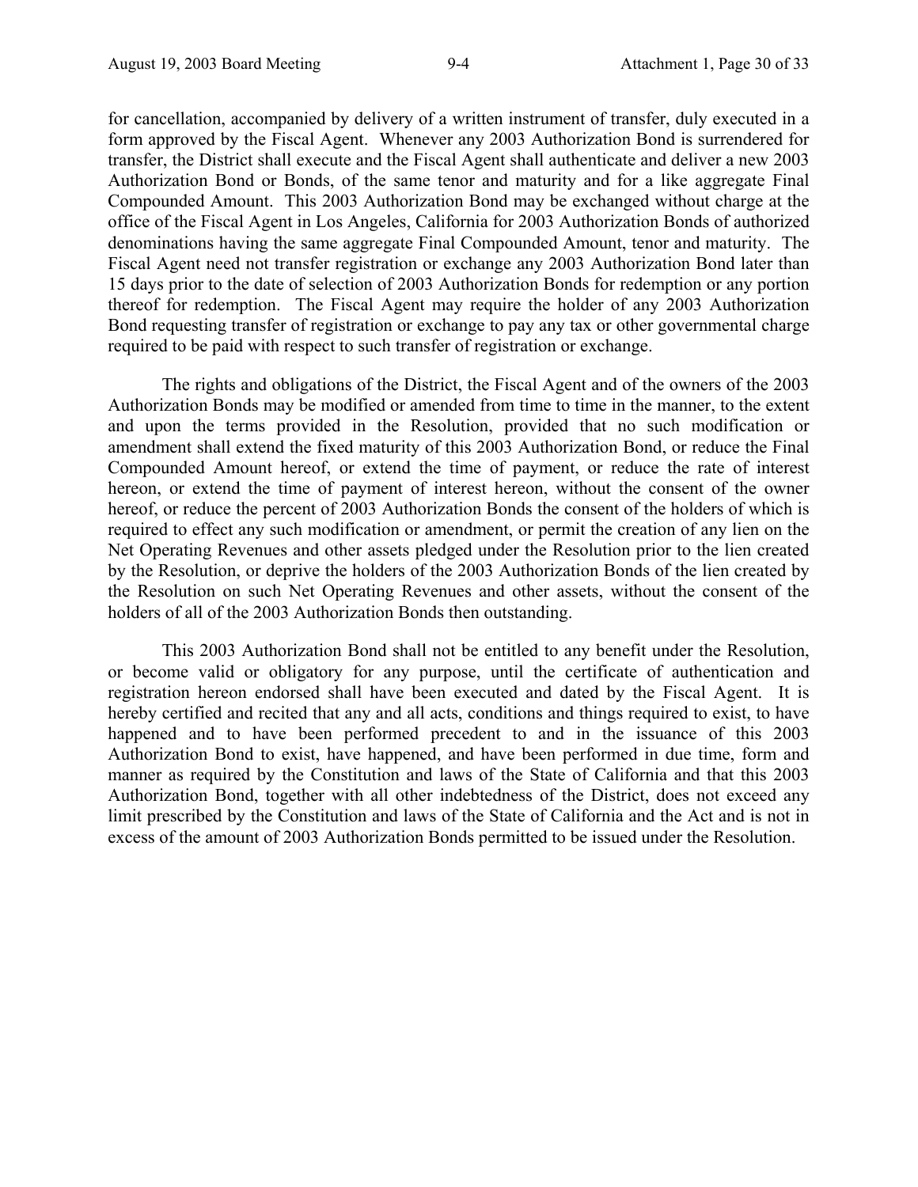for cancellation, accompanied by delivery of a written instrument of transfer, duly executed in a form approved by the Fiscal Agent. Whenever any 2003 Authorization Bond is surrendered for transfer, the District shall execute and the Fiscal Agent shall authenticate and deliver a new 2003 Authorization Bond or Bonds, of the same tenor and maturity and for a like aggregate Final Compounded Amount. This 2003 Authorization Bond may be exchanged without charge at the office of the Fiscal Agent in Los Angeles, California for 2003 Authorization Bonds of authorized denominations having the same aggregate Final Compounded Amount, tenor and maturity. The Fiscal Agent need not transfer registration or exchange any 2003 Authorization Bond later than 15 days prior to the date of selection of 2003 Authorization Bonds for redemption or any portion thereof for redemption. The Fiscal Agent may require the holder of any 2003 Authorization Bond requesting transfer of registration or exchange to pay any tax or other governmental charge required to be paid with respect to such transfer of registration or exchange.

The rights and obligations of the District, the Fiscal Agent and of the owners of the 2003 Authorization Bonds may be modified or amended from time to time in the manner, to the extent and upon the terms provided in the Resolution, provided that no such modification or amendment shall extend the fixed maturity of this 2003 Authorization Bond, or reduce the Final Compounded Amount hereof, or extend the time of payment, or reduce the rate of interest hereon, or extend the time of payment of interest hereon, without the consent of the owner hereof, or reduce the percent of 2003 Authorization Bonds the consent of the holders of which is required to effect any such modification or amendment, or permit the creation of any lien on the Net Operating Revenues and other assets pledged under the Resolution prior to the lien created by the Resolution, or deprive the holders of the 2003 Authorization Bonds of the lien created by the Resolution on such Net Operating Revenues and other assets, without the consent of the holders of all of the 2003 Authorization Bonds then outstanding.

This 2003 Authorization Bond shall not be entitled to any benefit under the Resolution, or become valid or obligatory for any purpose, until the certificate of authentication and registration hereon endorsed shall have been executed and dated by the Fiscal Agent. It is hereby certified and recited that any and all acts, conditions and things required to exist, to have happened and to have been performed precedent to and in the issuance of this 2003 Authorization Bond to exist, have happened, and have been performed in due time, form and manner as required by the Constitution and laws of the State of California and that this 2003 Authorization Bond, together with all other indebtedness of the District, does not exceed any limit prescribed by the Constitution and laws of the State of California and the Act and is not in excess of the amount of 2003 Authorization Bonds permitted to be issued under the Resolution.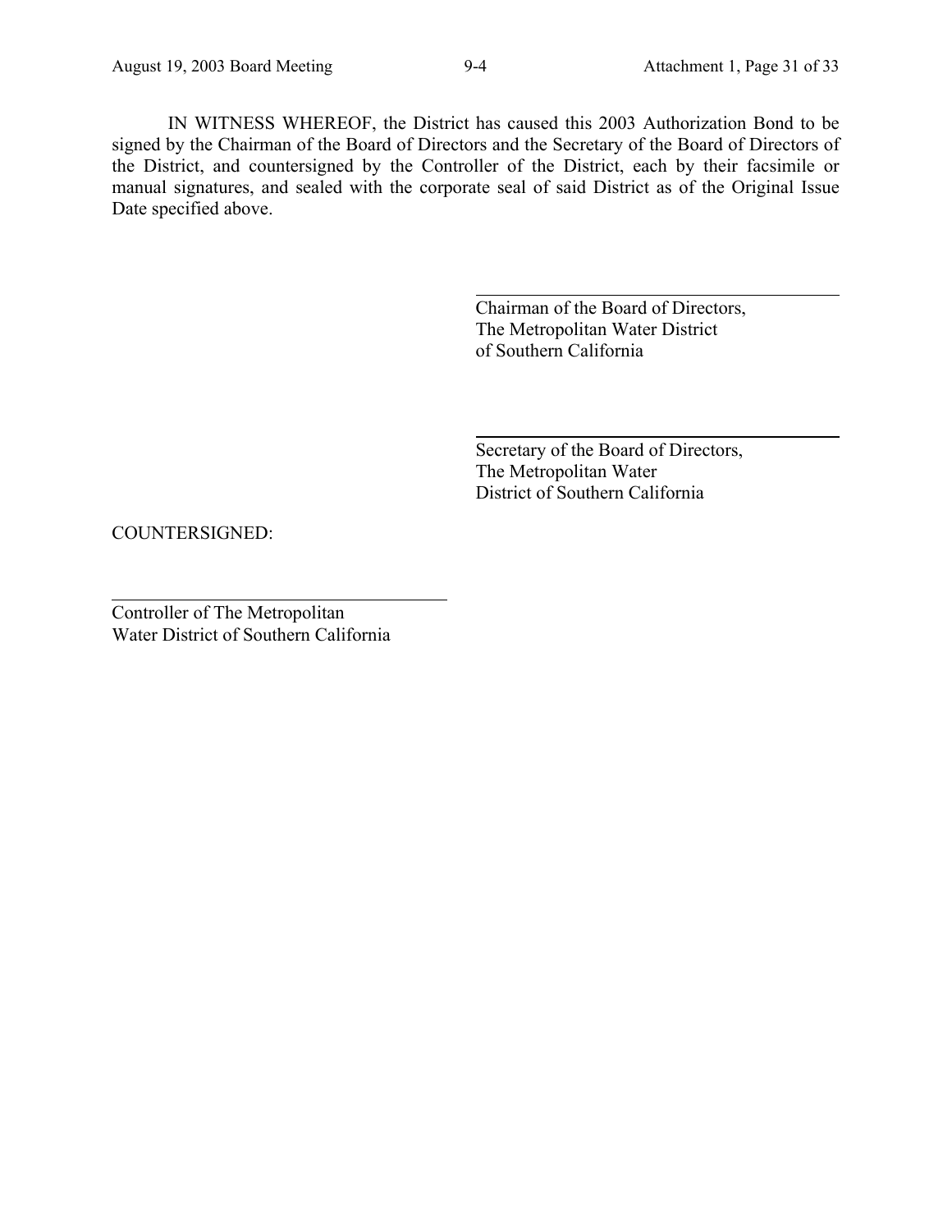IN WITNESS WHEREOF, the District has caused this 2003 Authorization Bond to be signed by the Chairman of the Board of Directors and the Secretary of the Board of Directors of the District, and countersigned by the Controller of the District, each by their facsimile or manual signatures, and sealed with the corporate seal of said District as of the Original Issue Date specified above.

\_\_\_\_\_\_\_\_\_\_\_\_\_\_\_\_\_\_\_\_\_\_\_\_\_\_\_\_\_\_\_\_\_\_\_\_\_\_\_\_

Chairman of the Board of Directors,
The Metropolitan Water District
of Southern California

\_\_\_\_\_\_\_\_\_\_\_\_\_\_\_\_\_\_\_\_\_\_\_\_\_\_\_\_\_\_\_\_\_\_\_\_\_\_\_\_

Secretary of the Board of Directors,
The Metropolitan Water
District of Southern California

COUNTERSIGNED:

\_\_\_\_\_\_\_\_\_\_\_\_\_\_\_\_\_\_\_\_\_\_\_\_\_\_\_\_\_\_\_\_\_\_\_\_\_\_\_\_

Controller of The Metropolitan
Water District of Southern California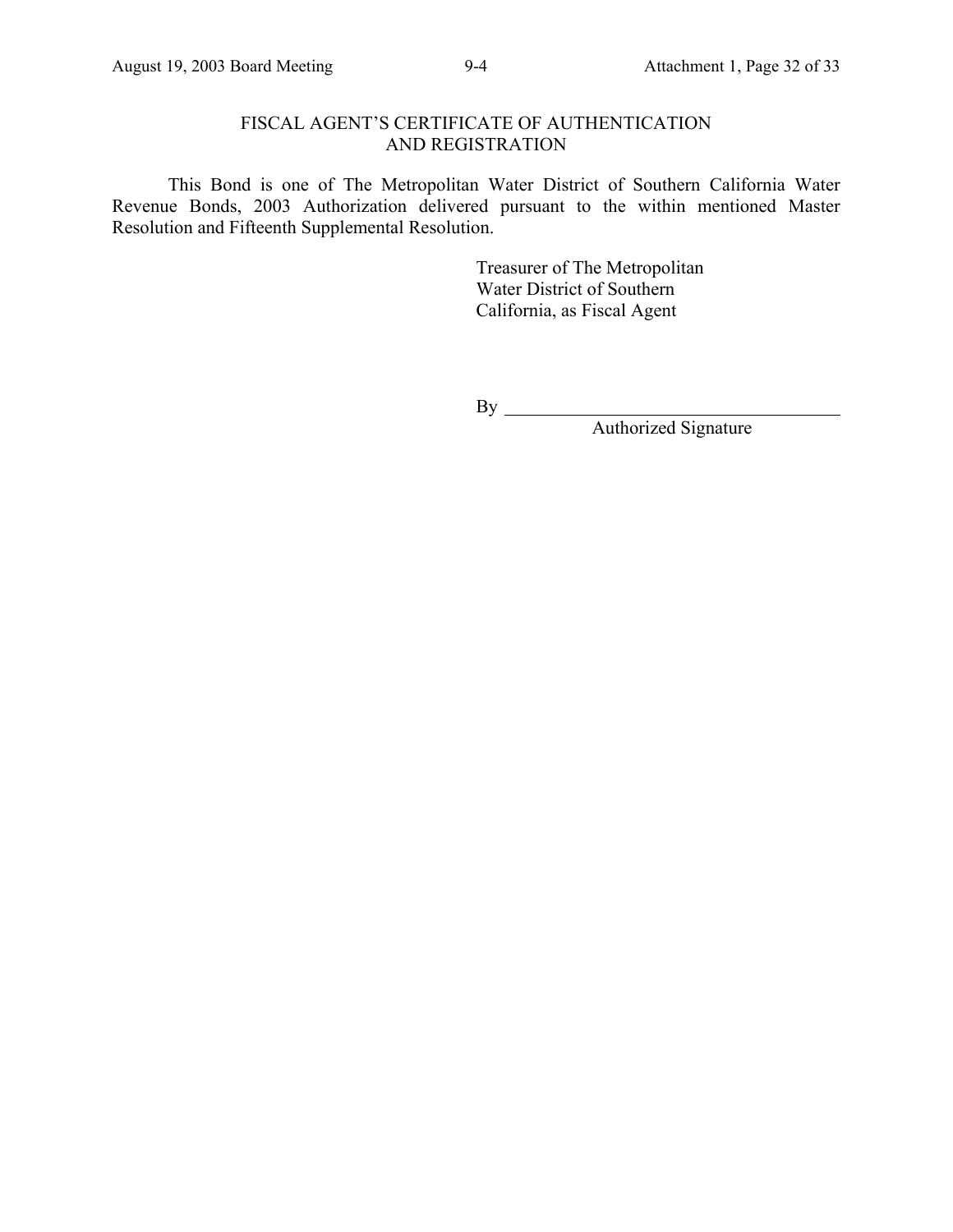## FISCAL AGENT'S CERTIFICATE OF AUTHENTICATION AND REGISTRATION

This Bond is one of The Metropolitan Water District of Southern California Water Revenue Bonds, 2003 Authorization delivered pursuant to the within mentioned Master Resolution and Fifteenth Supplemental Resolution.

Treasurer of The Metropolitan
Water District of Southern
California, as Fiscal Agent

By ______________________________
Authorized Signature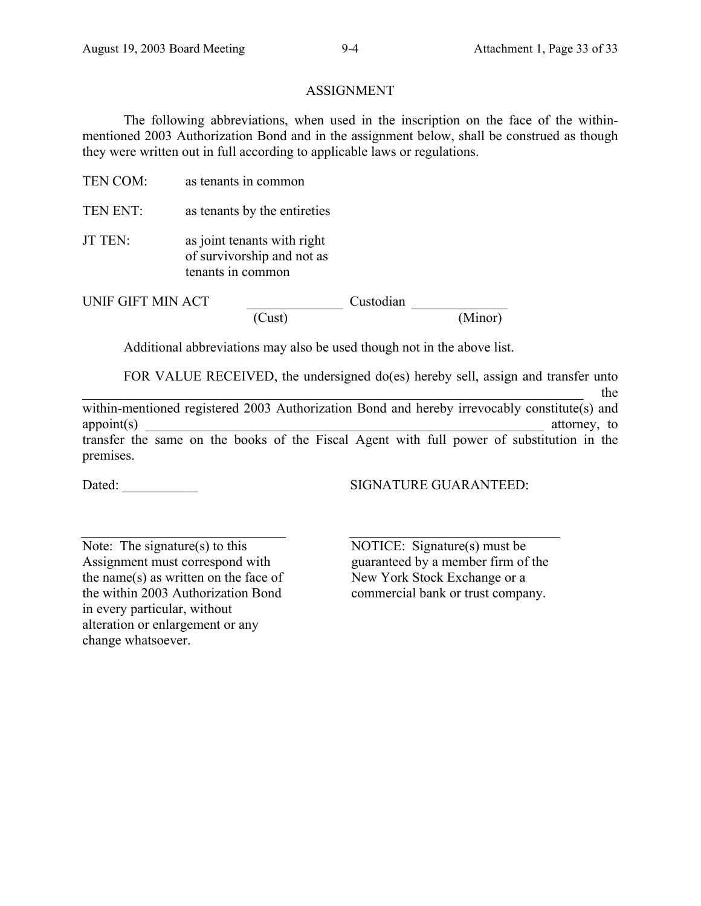## ASSIGNMENT

The following abbreviations, when used in the inscription on the face of the within-mentioned 2003 Authorization Bond and in the assignment below, shall be construed as though they were written out in full according to applicable laws or regulations.

TEN COM: as tenants in common

TEN ENT: as tenants by the entireties

JT TEN: as joint tenants with right of survivorship and not as tenants in common

UNIF GIFT MIN ACT ______________ Custodian ______________
(Cust) (Minor)

Additional abbreviations may also be used though not in the above list.

FOR VALUE RECEIVED, the undersigned do(es) hereby sell, assign and transfer unto ____________________________________________________________ the within-mentioned registered 2003 Authorization Bond and hereby irrevocably constitute(s) and appoint(s) ____________________________________________________________ attorney, to transfer the same on the books of the Fiscal Agent with full power of substitution in the premises.

Dated: ___________

SIGNATURE GUARANTEED:

______________________________

Note: The signature(s) to this Assignment must correspond with the name(s) as written on the face of the within 2003 Authorization Bond in every particular, without alteration or enlargement or any change whatsoever.

______________________________

NOTICE: Signature(s) must be guaranteed by a member firm of the New York Stock Exchange or a commercial bank or trust company.